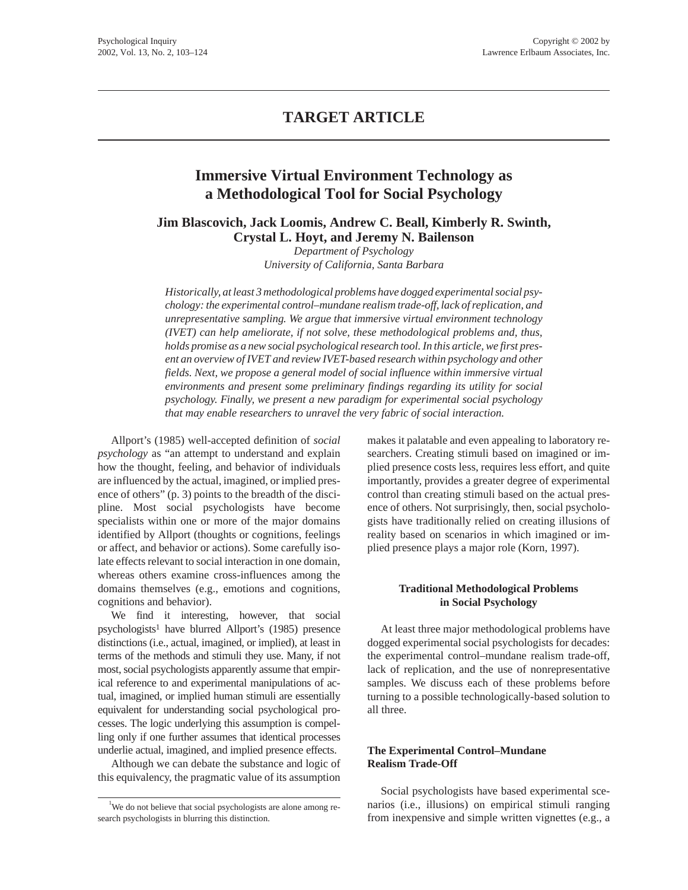TARGET ARTICLE

# Immersive Virtual Environment Technology as a Methodological Tool for Social Psychology

**Jim Blascovich, Jack Loomis, Andrew C. Beall, Kimberly R. Swinth, Crystal L. Hoyt, and Jeremy N. Bailenson**

*Department of Psychology*
*University of California, Santa Barbara*

*Historically, at least 3 methodological problems have dogged experimental social psychology: the experimental control–mundane realism trade-off, lack of replication, and unrepresentative sampling. We argue that immersive virtual environment technology (IVET) can help ameliorate, if not solve, these methodological problems and, thus, holds promise as a new social psychological research tool. In this article, we first present an overview of IVET and review IVET-based research within psychology and other fields. Next, we propose a general model of social influence within immersive virtual environments and present some preliminary findings regarding its utility for social psychology. Finally, we present a new paradigm for experimental social psychology that may enable researchers to unravel the very fabric of social interaction.*

Allport's (1985) well-accepted definition of *social psychology* as "an attempt to understand and explain how the thought, feeling, and behavior of individuals are influenced by the actual, imagined, or implied presence of others" (p. 3) points to the breadth of the discipline. Most social psychologists have become specialists within one or more of the major domains identified by Allport (thoughts or cognitions, feelings or affect, and behavior or actions). Some carefully isolate effects relevant to social interaction in one domain, whereas others examine cross-influences among the domains themselves (e.g., emotions and cognitions, cognitions and behavior).

We find it interesting, however, that social psychologists[1] have blurred Allport's (1985) presence distinctions (i.e., actual, imagined, or implied), at least in terms of the methods and stimuli they use. Many, if not most, social psychologists apparently assume that empirical reference to and experimental manipulations of actual, imagined, or implied human stimuli are essentially equivalent for understanding social psychological processes. The logic underlying this assumption is compelling only if one further assumes that identical processes underlie actual, imagined, and implied presence effects.

Although we can debate the substance and logic of this equivalency, the pragmatic value of its assumption makes it palatable and even appealing to laboratory researchers. Creating stimuli based on imagined or implied presence costs less, requires less effort, and quite importantly, provides a greater degree of experimental control than creating stimuli based on the actual presence of others. Not surprisingly, then, social psychologists have traditionally relied on creating illusions of reality based on scenarios in which imagined or implied presence plays a major role (Korn, 1997).

## Traditional Methodological Problems in Social Psychology

At least three major methodological problems have dogged experimental social psychologists for decades: the experimental control–mundane realism trade-off, lack of replication, and the use of nonrepresentative samples. We discuss each of these problems before turning to a possible technologically-based solution to all three.

### The Experimental Control–Mundane Realism Trade-Off

Social psychologists have based experimental scenarios (i.e., illusions) on empirical stimuli ranging from inexpensive and simple written vignettes (e.g., a

[1] We do not believe that social psychologists are alone among research psychologists in blurring this distinction.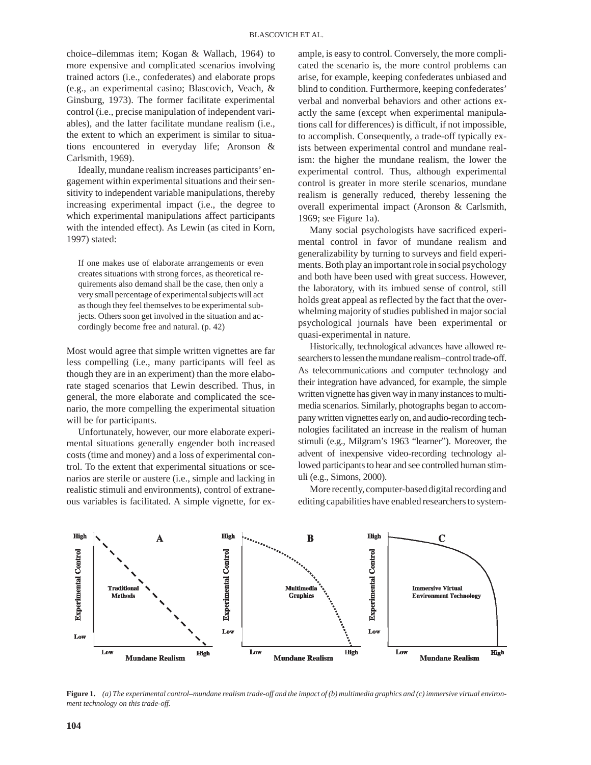choice–dilemmas item; Kogan & Wallach, 1964) to more expensive and complicated scenarios involving trained actors (i.e., confederates) and elaborate props (e.g., an experimental casino; Blascovich, Veach, & Ginsburg, 1973). The former facilitate experimental control (i.e., precise manipulation of independent variables), and the latter facilitate mundane realism (i.e., the extent to which an experiment is similar to situations encountered in everyday life; Aronson & Carlsmith, 1969).

Ideally, mundane realism increases participants' engagement within experimental situations and their sensitivity to independent variable manipulations, thereby increasing experimental impact (i.e., the degree to which experimental manipulations affect participants with the intended effect). As Lewin (as cited in Korn, 1997) stated:

> If one makes use of elaborate arrangements or even creates situations with strong forces, as theoretical requirements also demand shall be the case, then only a very small percentage of experimental subjects will act as though they feel themselves to be experimental subjects. Others soon get involved in the situation and accordingly become free and natural. (p. 42)

Most would agree that simple written vignettes are far less compelling (i.e., many participants will feel as though they are in an experiment) than the more elaborate staged scenarios that Lewin described. Thus, in general, the more elaborate and complicated the scenario, the more compelling the experimental situation will be for participants.

Unfortunately, however, our more elaborate experimental situations generally engender both increased costs (time and money) and a loss of experimental control. To the extent that experimental situations or scenarios are sterile or austere (i.e., simple and lacking in realistic stimuli and environments), control of extraneous variables is facilitated. A simple vignette, for example, is easy to control. Conversely, the more complicated the scenario is, the more control problems can arise, for example, keeping confederates unbiased and blind to condition. Furthermore, keeping confederates' verbal and nonverbal behaviors and other actions exactly the same (except when experimental manipulations call for differences) is difficult, if not impossible, to accomplish. Consequently, a trade-off typically exists between experimental control and mundane realism: the higher the mundane realism, the lower the experimental control. Thus, although experimental control is greater in more sterile scenarios, mundane realism is generally reduced, thereby lessening the overall experimental impact (Aronson & Carlsmith, 1969; see Figure 1a).

Many social psychologists have sacrificed experimental control in favor of mundane realism and generalizability by turning to surveys and field experiments. Both play an important role in social psychology and both have been used with great success. However, the laboratory, with its imbued sense of control, still holds great appeal as reflected by the fact that the overwhelming majority of studies published in major social psychological journals have been experimental or quasi-experimental in nature.

Historically, technological advances have allowed researchers to lessen the mundane realism–control trade-off. As telecommunications and computer technology and their integration have advanced, for example, the simple written vignette has given way in many instances to multimedia scenarios. Similarly, photographs began to accompany written vignettes early on, and audio-recording technologies facilitated an increase in the realism of human stimuli (e.g., Milgram's 1963 "learner"). Moreover, the advent of inexpensive video-recording technology allowed participants to hear and see controlled human stimuli (e.g., Simons, 2000).

More recently, computer-based digital recording and editing capabilities have enabled researchers to system-

**Figure 1.** *(a) The experimental control–mundane realism trade-off and the impact of (b) multimedia graphics and (c) immersive virtual environment technology on this trade-off.*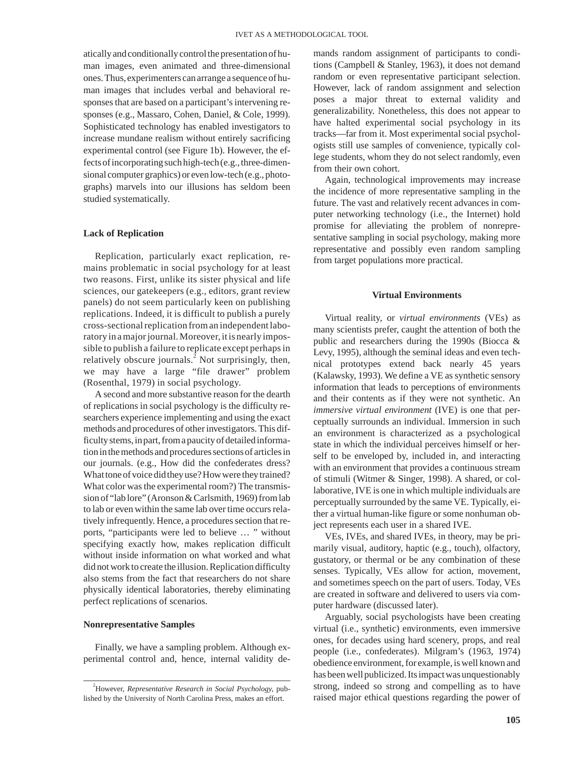atically and conditionally control the presentation of human images, even animated and three-dimensional ones. Thus, experimenters can arrange a sequence of human images that includes verbal and behavioral responses that are based on a participant's intervening responses (e.g., Massaro, Cohen, Daniel, & Cole, 1999). Sophisticated technology has enabled investigators to increase mundane realism without entirely sacrificing experimental control (see Figure 1b). However, the effects of incorporating such high-tech (e.g., three-dimensional computer graphics) or even low-tech (e.g., photographs) marvels into our illusions has seldom been studied systematically.

### Lack of Replication

Replication, particularly exact replication, remains problematic in social psychology for at least two reasons. First, unlike its sister physical and life sciences, our gatekeepers (e.g., editors, grant review panels) do not seem particularly keen on publishing replications. Indeed, it is difficult to publish a purely cross-sectional replication from an independent laboratory in a major journal. Moreover, it is nearly impossible to publish a failure to replicate except perhaps in relatively obscure journals.[2] Not surprisingly, then, we may have a large "file drawer" problem (Rosenthal, 1979) in social psychology.

A second and more substantive reason for the dearth of replications in social psychology is the difficulty researchers experience implementing and using the exact methods and procedures of other investigators. This difficulty stems, in part, from a paucity of detailed information in the methods and procedures sections of articles in our journals. (e.g., How did the confederates dress? What tone of voice did they use? How were they trained? What color was the experimental room?) The transmission of "lab lore" (Aronson & Carlsmith, 1969) from lab to lab or even within the same lab over time occurs relatively infrequently. Hence, a procedures section that reports, "participants were led to believe … " without specifying exactly how, makes replication difficult without inside information on what worked and what did not work to create the illusion. Replication difficulty also stems from the fact that researchers do not share physically identical laboratories, thereby eliminating perfect replications of scenarios.

### Nonrepresentative Samples

Finally, we have a sampling problem. Although experimental control and, hence, internal validity demands random assignment of participants to conditions (Campbell & Stanley, 1963), it does not demand random or even representative participant selection. However, lack of random assignment and selection poses a major threat to external validity and generalizability. Nonetheless, this does not appear to have halted experimental social psychology in its tracks—far from it. Most experimental social psychologists still use samples of convenience, typically college students, whom they do not select randomly, even from their own cohort.

Again, technological improvements may increase the incidence of more representative sampling in the future. The vast and relatively recent advances in computer networking technology (i.e., the Internet) hold promise for alleviating the problem of nonrepresentative sampling in social psychology, making more representative and possibly even random sampling from target populations more practical.

## Virtual Environments

Virtual reality, or *virtual environments* (VEs) as many scientists prefer, caught the attention of both the public and researchers during the 1990s (Biocca & Levy, 1995), although the seminal ideas and even technical prototypes extend back nearly 45 years (Kalawsky, 1993). We define a VE as synthetic sensory information that leads to perceptions of environments and their contents as if they were not synthetic. An *immersive virtual environment* (IVE) is one that perceptually surrounds an individual. Immersion in such an environment is characterized as a psychological state in which the individual perceives himself or herself to be enveloped by, included in, and interacting with an environment that provides a continuous stream of stimuli (Witmer & Singer, 1998). A shared, or collaborative, IVE is one in which multiple individuals are perceptually surrounded by the same VE. Typically, either a virtual human-like figure or some nonhuman object represents each user in a shared IVE.

VEs, IVEs, and shared IVEs, in theory, may be primarily visual, auditory, haptic (e.g., touch), olfactory, gustatory, or thermal or be any combination of these senses. Typically, VEs allow for action, movement, and sometimes speech on the part of users. Today, VEs are created in software and delivered to users via computer hardware (discussed later).

Arguably, social psychologists have been creating virtual (i.e., synthetic) environments, even immersive ones, for decades using hard scenery, props, and real people (i.e., confederates). Milgram's (1963, 1974) obedience environment, for example, is well known and has been well publicized. Its impact was unquestionably strong, indeed so strong and compelling as to have raised major ethical questions regarding the power of

[2] However, *Representative Research in Social Psychology,* published by the University of North Carolina Press, makes an effort.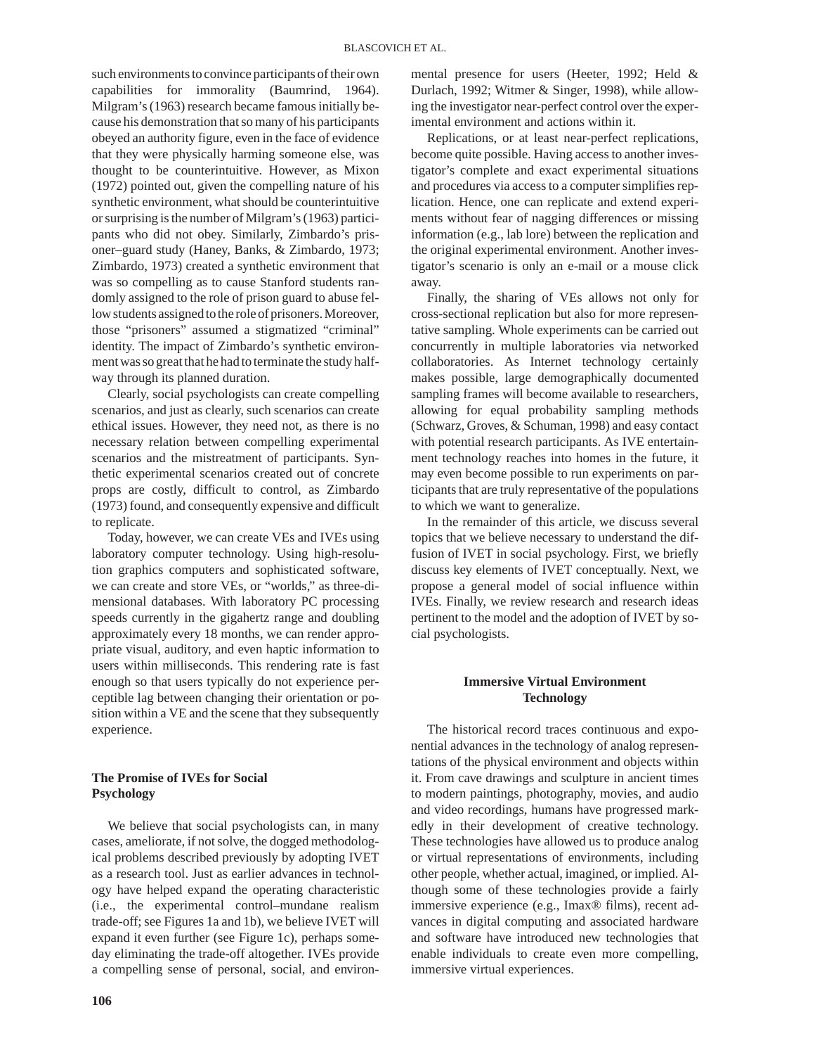such environments to convince participants of their own capabilities for immorality (Baumrind, 1964). Milgram's (1963) research became famous initially because his demonstration that so many of his participants obeyed an authority figure, even in the face of evidence that they were physically harming someone else, was thought to be counterintuitive. However, as Mixon (1972) pointed out, given the compelling nature of his synthetic environment, what should be counterintuitive or surprising is the number of Milgram's (1963) participants who did not obey. Similarly, Zimbardo's prisoner–guard study (Haney, Banks, & Zimbardo, 1973; Zimbardo, 1973) created a synthetic environment that was so compelling as to cause Stanford students randomly assigned to the role of prison guard to abuse fellow students assigned to the role of prisoners. Moreover, those "prisoners" assumed a stigmatized "criminal" identity. The impact of Zimbardo's synthetic environment was so great that he had to terminate the study halfway through its planned duration.

Clearly, social psychologists can create compelling scenarios, and just as clearly, such scenarios can create ethical issues. However, they need not, as there is no necessary relation between compelling experimental scenarios and the mistreatment of participants. Synthetic experimental scenarios created out of concrete props are costly, difficult to control, as Zimbardo (1973) found, and consequently expensive and difficult to replicate.

Today, however, we can create VEs and IVEs using laboratory computer technology. Using high-resolution graphics computers and sophisticated software, we can create and store VEs, or "worlds," as three-dimensional databases. With laboratory PC processing speeds currently in the gigahertz range and doubling approximately every 18 months, we can render appropriate visual, auditory, and even haptic information to users within milliseconds. This rendering rate is fast enough so that users typically do not experience perceptible lag between changing their orientation or position within a VE and the scene that they subsequently experience.

## The Promise of IVEs for Social Psychology

We believe that social psychologists can, in many cases, ameliorate, if not solve, the dogged methodological problems described previously by adopting IVET as a research tool. Just as earlier advances in technology have helped expand the operating characteristic (i.e., the experimental control–mundane realism trade-off; see Figures 1a and 1b), we believe IVET will expand it even further (see Figure 1c), perhaps someday eliminating the trade-off altogether. IVEs provide a compelling sense of personal, social, and environmental presence for users (Heeter, 1992; Held & Durlach, 1992; Witmer & Singer, 1998), while allowing the investigator near-perfect control over the experimental environment and actions within it.

Replications, or at least near-perfect replications, become quite possible. Having access to another investigator's complete and exact experimental situations and procedures via access to a computer simplifies replication. Hence, one can replicate and extend experiments without fear of nagging differences or missing information (e.g., lab lore) between the replication and the original experimental environment. Another investigator's scenario is only an e-mail or a mouse click away.

Finally, the sharing of VEs allows not only for cross-sectional replication but also for more representative sampling. Whole experiments can be carried out concurrently in multiple laboratories via networked collaboratories. As Internet technology certainly makes possible, large demographically documented sampling frames will become available to researchers, allowing for equal probability sampling methods (Schwarz, Groves, & Schuman, 1998) and easy contact with potential research participants. As IVE entertainment technology reaches into homes in the future, it may even become possible to run experiments on participants that are truly representative of the populations to which we want to generalize.

In the remainder of this article, we discuss several topics that we believe necessary to understand the diffusion of IVET in social psychology. First, we briefly discuss key elements of IVET conceptually. Next, we propose a general model of social influence within IVEs. Finally, we review research and research ideas pertinent to the model and the adoption of IVET by social psychologists.

## Immersive Virtual Environment Technology

The historical record traces continuous and exponential advances in the technology of analog representations of the physical environment and objects within it. From cave drawings and sculpture in ancient times to modern paintings, photography, movies, and audio and video recordings, humans have progressed markedly in their development of creative technology. These technologies have allowed us to produce analog or virtual representations of environments, including other people, whether actual, imagined, or implied. Although some of these technologies provide a fairly immersive experience (e.g., Imax® films), recent advances in digital computing and associated hardware and software have introduced new technologies that enable individuals to create even more compelling, immersive virtual experiences.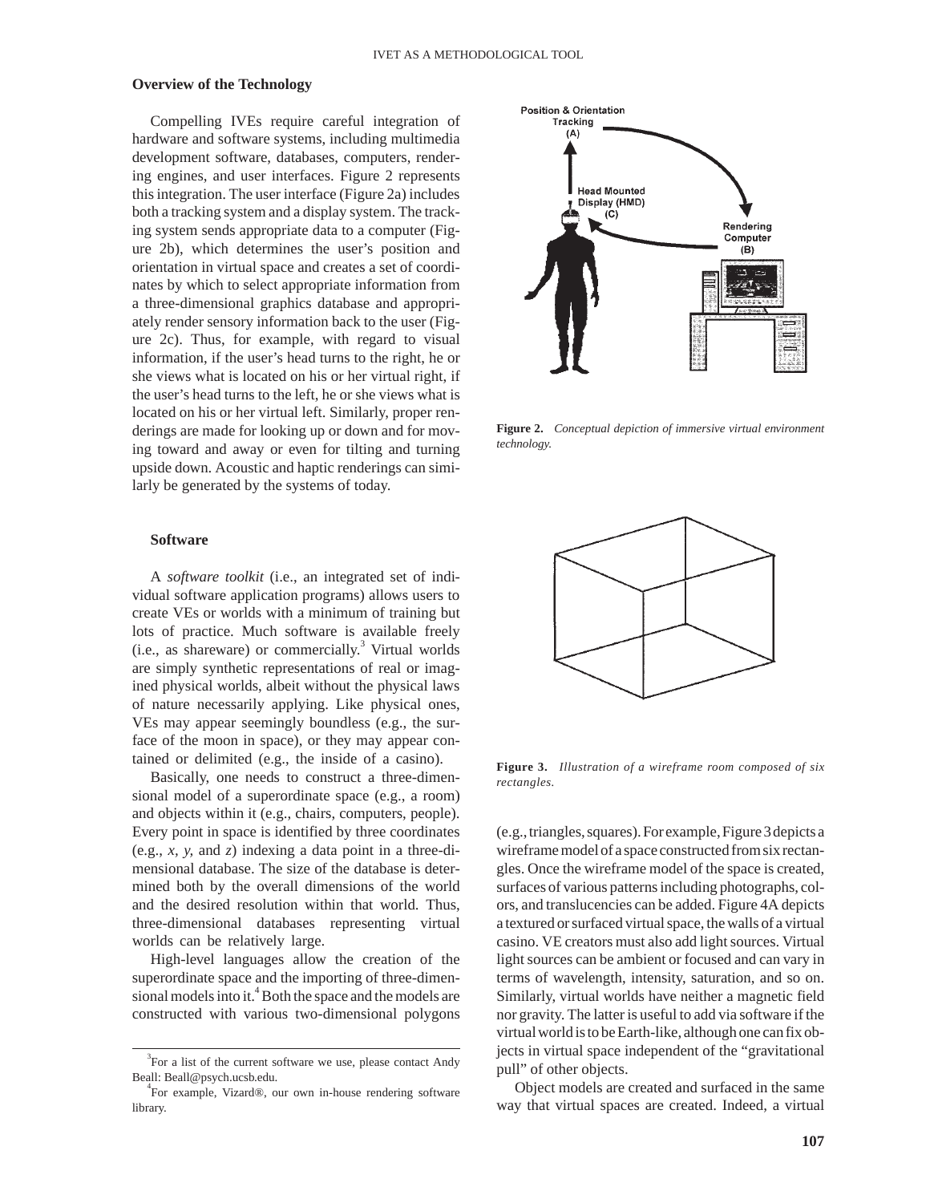### Overview of the Technology

Compelling IVEs require careful integration of hardware and software systems, including multimedia development software, databases, computers, rendering engines, and user interfaces. Figure 2 represents this integration. The user interface (Figure 2a) includes both a tracking system and a display system. The tracking system sends appropriate data to a computer (Figure 2b), which determines the user's position and orientation in virtual space and creates a set of coordinates by which to select appropriate information from a three-dimensional graphics database and appropriately render sensory information back to the user (Figure 2c). Thus, for example, with regard to visual information, if the user's head turns to the right, he or she views what is located on his or her virtual right, if the user's head turns to the left, he or she views what is located on his or her virtual left. Similarly, proper renderings are made for looking up or down and for moving toward and away or even for tilting and turning upside down. Acoustic and haptic renderings can similarly be generated by the systems of today.

**Figure 2.** *Conceptual depiction of immersive virtual environment technology.*

#### Software

A *software toolkit* (i.e., an integrated set of individual software application programs) allows users to create VEs or worlds with a minimum of training but lots of practice. Much software is available freely (i.e., as shareware) or commercially.[3] Virtual worlds are simply synthetic representations of real or imagined physical worlds, albeit without the physical laws of nature necessarily applying. Like physical ones, VEs may appear seemingly boundless (e.g., the surface of the moon in space), or they may appear contained or delimited (e.g., the inside of a casino).

Basically, one needs to construct a three-dimensional model of a superordinate space (e.g., a room) and objects within it (e.g., chairs, computers, people). Every point in space is identified by three coordinates (e.g., *x, y,* and *z*) indexing a data point in a three-dimensional database. The size of the database is determined both by the overall dimensions of the world and the desired resolution within that world. Thus, three-dimensional databases representing virtual worlds can be relatively large.

High-level languages allow the creation of the superordinate space and the importing of three-dimensional models into it.[4] Both the space and the models are constructed with various two-dimensional polygons (e.g., triangles, squares). For example, Figure 3 depicts a wireframe model of a space constructed from six rectangles. Once the wireframe model of the space is created, surfaces of various patterns including photographs, colors, and translucencies can be added. Figure 4A depicts a textured or surfaced virtual space, the walls of a virtual casino. VE creators must also add light sources. Virtual light sources can be ambient or focused and can vary in terms of wavelength, intensity, saturation, and so on. Similarly, virtual worlds have neither a magnetic field nor gravity. The latter is useful to add via software if the virtual world is to be Earth-like, although one can fix objects in virtual space independent of the "gravitational pull" of other objects.

**Figure 3.** *Illustration of a wireframe room composed of six rectangles.*

Object models are created and surfaced in the same way that virtual spaces are created. Indeed, a virtual

[3] For a list of the current software we use, please contact Andy Beall: Beall@psych.ucsb.edu.

[4] For example, Vizard®, our own in-house rendering software library.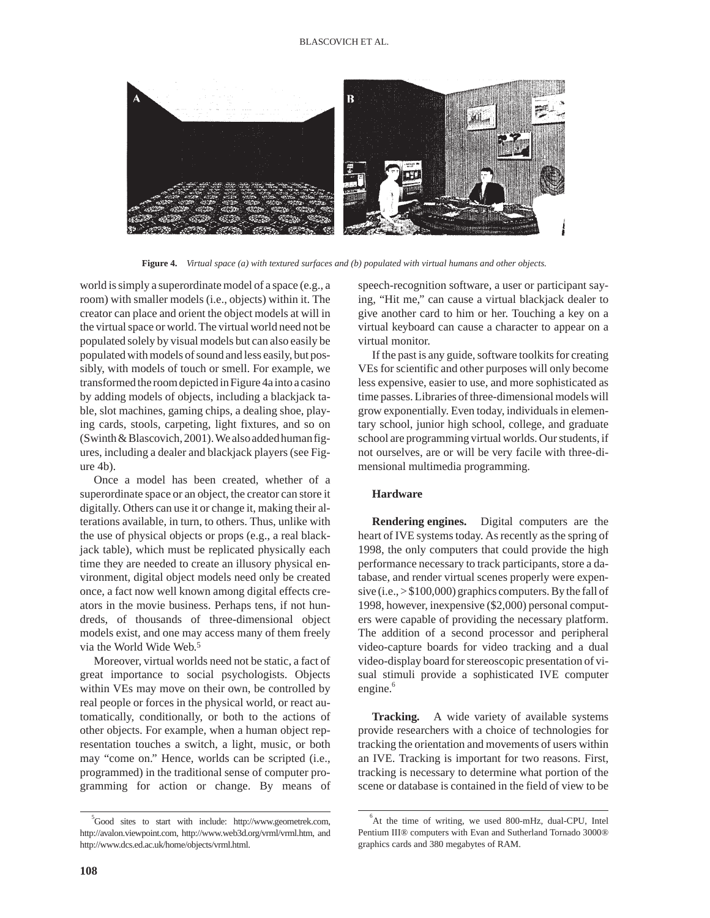**Figure 4.** *Virtual space (a) with textured surfaces and (b) populated with virtual humans and other objects.*

world is simply a superordinate model of a space (e.g., a room) with smaller models (i.e., objects) within it. The creator can place and orient the object models at will in the virtual space or world. The virtual world need not be populated solely by visual models but can also easily be populated with models of sound and less easily, but possibly, with models of touch or smell. For example, we transformed the room depicted in Figure 4a into a casino by adding models of objects, including a blackjack table, slot machines, gaming chips, a dealing shoe, playing cards, stools, carpeting, light fixtures, and so on (Swinth & Blascovich, 2001). We also added human figures, including a dealer and blackjack players (see Figure 4b).

Once a model has been created, whether of a superordinate space or an object, the creator can store it digitally. Others can use it or change it, making their alterations available, in turn, to others. Thus, unlike with the use of physical objects or props (e.g., a real blackjack table), which must be replicated physically each time they are needed to create an illusory physical environment, digital object models need only be created once, a fact now well known among digital effects creators in the movie business. Perhaps tens, if not hundreds, of thousands of three-dimensional object models exist, and one may access many of them freely via the World Wide Web.[5]

Moreover, virtual worlds need not be static, a fact of great importance to social psychologists. Objects within VEs may move on their own, be controlled by real people or forces in the physical world, or react automatically, conditionally, or both to the actions of other objects. For example, when a human object representation touches a switch, a light, music, or both may "come on." Hence, worlds can be scripted (i.e., programmed) in the traditional sense of computer programming for action or change. By means of speech-recognition software, a user or participant saying, "Hit me," can cause a virtual blackjack dealer to give another card to him or her. Touching a key on a virtual keyboard can cause a character to appear on a virtual monitor.

If the past is any guide, software toolkits for creating VEs for scientific and other purposes will only become less expensive, easier to use, and more sophisticated as time passes. Libraries of three-dimensional models will grow exponentially. Even today, individuals in elementary school, junior high school, college, and graduate school are programming virtual worlds. Our students, if not ourselves, are or will be very facile with three-dimensional multimedia programming.

### Hardware

**Rendering engines.** Digital computers are the heart of IVE systems today. As recently as the spring of 1998, the only computers that could provide the high performance necessary to track participants, store a database, and render virtual scenes properly were expensive (i.e., > $100,000) graphics computers. By the fall of 1998, however, inexpensive ($2,000) personal computers were capable of providing the necessary platform. The addition of a second processor and peripheral video-capture boards for video tracking and a dual video-display board for stereoscopic presentation of visual stimuli provide a sophisticated IVE computer engine.[6]

**Tracking.** A wide variety of available systems provide researchers with a choice of technologies for tracking the orientation and movements of users within an IVE. Tracking is important for two reasons. First, tracking is necessary to determine what portion of the scene or database is contained in the field of view to be

---

[5] Good sites to start with include: http://www.geometrek.com, http://avalon.viewpoint.com, http://www.web3d.org/vrml/vrml.htm, and http://www.dcs.ed.ac.uk/home/objects/vrml.html.

[6] At the time of writing, we used 800-mHz, dual-CPU, Intel Pentium III® computers with Evan and Sutherland Tornado 3000® graphics cards and 380 megabytes of RAM.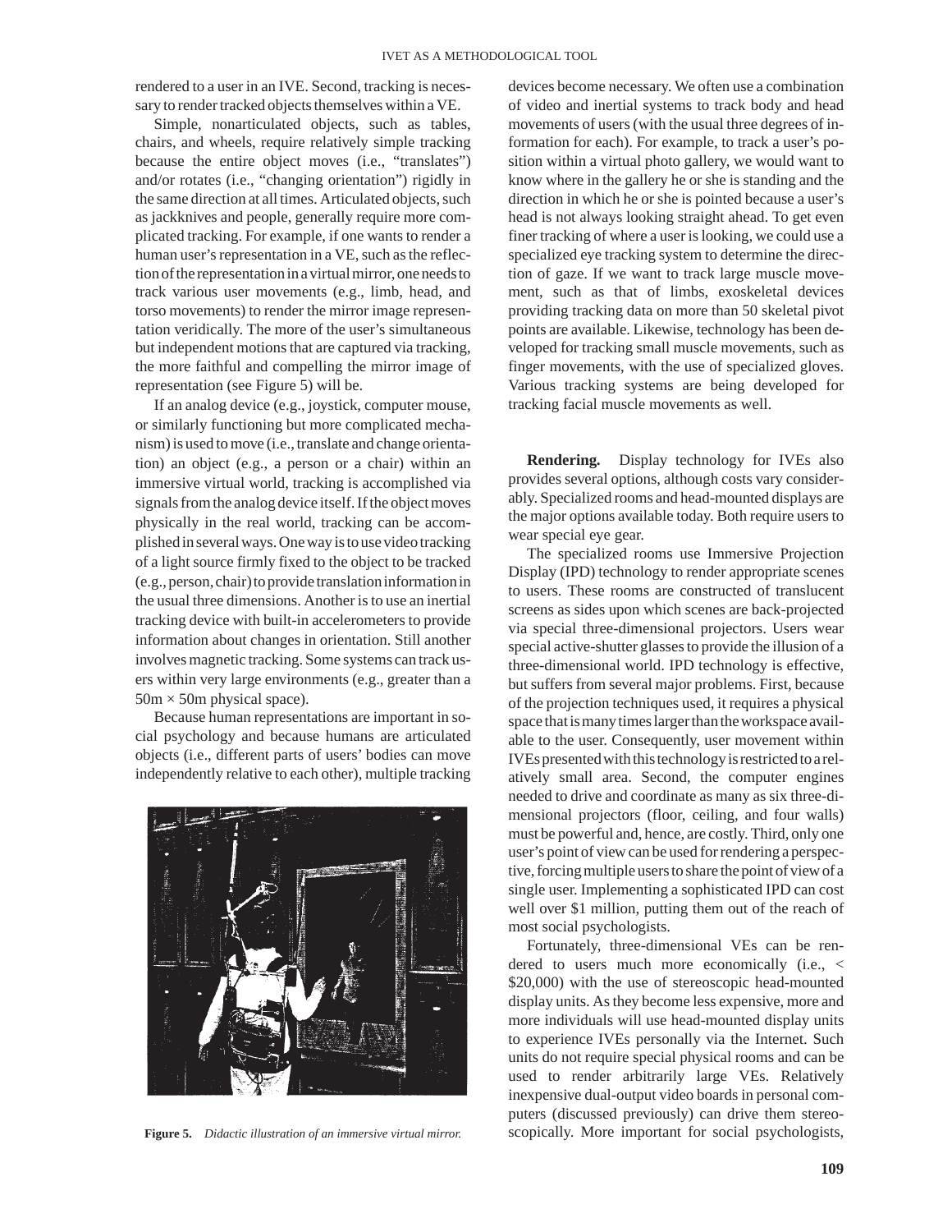rendered to a user in an IVE. Second, tracking is necessary to render tracked objects themselves within a VE.

Simple, nonarticulated objects, such as tables, chairs, and wheels, require relatively simple tracking because the entire object moves (i.e., "translates") and/or rotates (i.e., "changing orientation") rigidly in the same direction at all times. Articulated objects, such as jackknives and people, generally require more complicated tracking. For example, if one wants to render a human user's representation in a VE, such as the reflection of the representation in a virtual mirror, one needs to track various user movements (e.g., limb, head, and torso movements) to render the mirror image representation veridically. The more of the user's simultaneous but independent motions that are captured via tracking, the more faithful and compelling the mirror image of representation (see Figure 5) will be.

If an analog device (e.g., joystick, computer mouse, or similarly functioning but more complicated mechanism) is used to move (i.e., translate and change orientation) an object (e.g., a person or a chair) within an immersive virtual world, tracking is accomplished via signals from the analog device itself. If the object moves physically in the real world, tracking can be accomplished in several ways. One way is to use video tracking of a light source firmly fixed to the object to be tracked (e.g., person, chair) to provide translation information in the usual three dimensions. Another is to use an inertial tracking device with built-in accelerometers to provide information about changes in orientation. Still another involves magnetic tracking. Some systems can track users within very large environments (e.g., greater than a $50\text{m} \times 50\text{m}$ physical space).

Because human representations are important in social psychology and because humans are articulated objects (i.e., different parts of users' bodies can move independently relative to each other), multiple tracking devices become necessary. We often use a combination of video and inertial systems to track body and head movements of users (with the usual three degrees of information for each). For example, to track a user's position within a virtual photo gallery, we would want to know where in the gallery he or she is standing and the direction in which he or she is pointed because a user's head is not always looking straight ahead. To get even finer tracking of where a user is looking, we could use a specialized eye tracking system to determine the direction of gaze. If we want to track large muscle movement, such as that of limbs, exoskeletal devices providing tracking data on more than 50 skeletal pivot points are available. Likewise, technology has been developed for tracking small muscle movements, such as finger movements, with the use of specialized gloves. Various tracking systems are being developed for tracking facial muscle movements as well.

**Figure 5.** *Didactic illustration of an immersive virtual mirror.*

**Rendering.** Display technology for IVEs also provides several options, although costs vary considerably. Specialized rooms and head-mounted displays are the major options available today. Both require users to wear special eye gear.

The specialized rooms use Immersive Projection Display (IPD) technology to render appropriate scenes to users. These rooms are constructed of translucent screens as sides upon which scenes are back-projected via special three-dimensional projectors. Users wear special active-shutter glasses to provide the illusion of a three-dimensional world. IPD technology is effective, but suffers from several major problems. First, because of the projection techniques used, it requires a physical space that is many times larger than the workspace available to the user. Consequently, user movement within IVEs presented with this technology is restricted to a relatively small area. Second, the computer engines needed to drive and coordinate as many as six three-dimensional projectors (floor, ceiling, and four walls) must be powerful and, hence, are costly. Third, only one user's point of view can be used for rendering a perspective, forcing multiple users to share the point of view of a single user. Implementing a sophisticated IPD can cost well over $1 million, putting them out of the reach of most social psychologists.

Fortunately, three-dimensional VEs can be rendered to users much more economically (i.e., < $20,000) with the use of stereoscopic head-mounted display units. As they become less expensive, more and more individuals will use head-mounted display units to experience IVEs personally via the Internet. Such units do not require special physical rooms and can be used to render arbitrarily large VEs. Relatively inexpensive dual-output video boards in personal computers (discussed previously) can drive them stereoscopically. More important for social psychologists,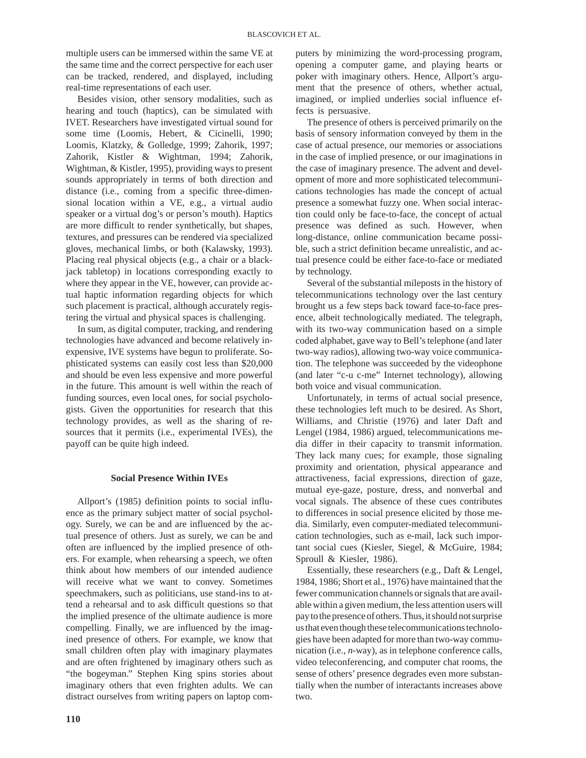multiple users can be immersed within the same VE at the same time and the correct perspective for each user can be tracked, rendered, and displayed, including real-time representations of each user.

Besides vision, other sensory modalities, such as hearing and touch (haptics), can be simulated with IVET. Researchers have investigated virtual sound for some time (Loomis, Hebert, & Cicinelli, 1990; Loomis, Klatzky, & Golledge, 1999; Zahorik, 1997; Zahorik, Kistler & Wightman, 1994; Zahorik, Wightman, & Kistler, 1995), providing ways to present sounds appropriately in terms of both direction and distance (i.e., coming from a specific three-dimensional location within a VE, e.g., a virtual audio speaker or a virtual dog's or person's mouth). Haptics are more difficult to render synthetically, but shapes, textures, and pressures can be rendered via specialized gloves, mechanical limbs, or both (Kalawsky, 1993). Placing real physical objects (e.g., a chair or a blackjack tabletop) in locations corresponding exactly to where they appear in the VE, however, can provide actual haptic information regarding objects for which such placement is practical, although accurately registering the virtual and physical spaces is challenging.

In sum, as digital computer, tracking, and rendering technologies have advanced and become relatively inexpensive, IVE systems have begun to proliferate. Sophisticated systems can easily cost less than $20,000 and should be even less expensive and more powerful in the future. This amount is well within the reach of funding sources, even local ones, for social psychologists. Given the opportunities for research that this technology provides, as well as the sharing of resources that it permits (i.e., experimental IVEs), the payoff can be quite high indeed.

### Social Presence Within IVEs

Allport's (1985) definition points to social influence as the primary subject matter of social psychology. Surely, we can be and are influenced by the actual presence of others. Just as surely, we can be and often are influenced by the implied presence of others. For example, when rehearsing a speech, we often think about how members of our intended audience will receive what we want to convey. Sometimes speechmakers, such as politicians, use stand-ins to attend a rehearsal and to ask difficult questions so that the implied presence of the ultimate audience is more compelling. Finally, we are influenced by the imagined presence of others. For example, we know that small children often play with imaginary playmates and are often frightened by imaginary others such as "the bogeyman." Stephen King spins stories about imaginary others that even frighten adults. We can distract ourselves from writing papers on laptop computers by minimizing the word-processing program, opening a computer game, and playing hearts or poker with imaginary others. Hence, Allport's argument that the presence of others, whether actual, imagined, or implied underlies social influence effects is persuasive.

The presence of others is perceived primarily on the basis of sensory information conveyed by them in the case of actual presence, our memories or associations in the case of implied presence, or our imaginations in the case of imaginary presence. The advent and development of more and more sophisticated telecommunications technologies has made the concept of actual presence a somewhat fuzzy one. When social interaction could only be face-to-face, the concept of actual presence was defined as such. However, when long-distance, online communication became possible, such a strict definition became unrealistic, and actual presence could be either face-to-face or mediated by technology.

Several of the substantial mileposts in the history of telecommunications technology over the last century brought us a few steps back toward face-to-face presence, albeit technologically mediated. The telegraph, with its two-way communication based on a simple coded alphabet, gave way to Bell's telephone (and later two-way radios), allowing two-way voice communication. The telephone was succeeded by the videophone (and later "c-u c-me" Internet technology), allowing both voice and visual communication.

Unfortunately, in terms of actual social presence, these technologies left much to be desired. As Short, Williams, and Christie (1976) and later Daft and Lengel (1984, 1986) argued, telecommunications media differ in their capacity to transmit information. They lack many cues; for example, those signaling proximity and orientation, physical appearance and attractiveness, facial expressions, direction of gaze, mutual eye-gaze, posture, dress, and nonverbal and vocal signals. The absence of these cues contributes to differences in social presence elicited by those media. Similarly, even computer-mediated telecommunication technologies, such as e-mail, lack such important social cues (Kiesler, Siegel, & McGuire, 1984; Sproull & Kiesler, 1986).

Essentially, these researchers (e.g., Daft & Lengel, 1984, 1986; Short et al., 1976) have maintained that the fewer communication channels or signals that are available within a given medium, the less attention users will pay to the presence of others. Thus, it should not surprise us that even though these telecommunications technologies have been adapted for more than two-way communication (i.e., *n*-way), as in telephone conference calls, video teleconferencing, and computer chat rooms, the sense of others' presence degrades even more substantially when the number of interactants increases above two.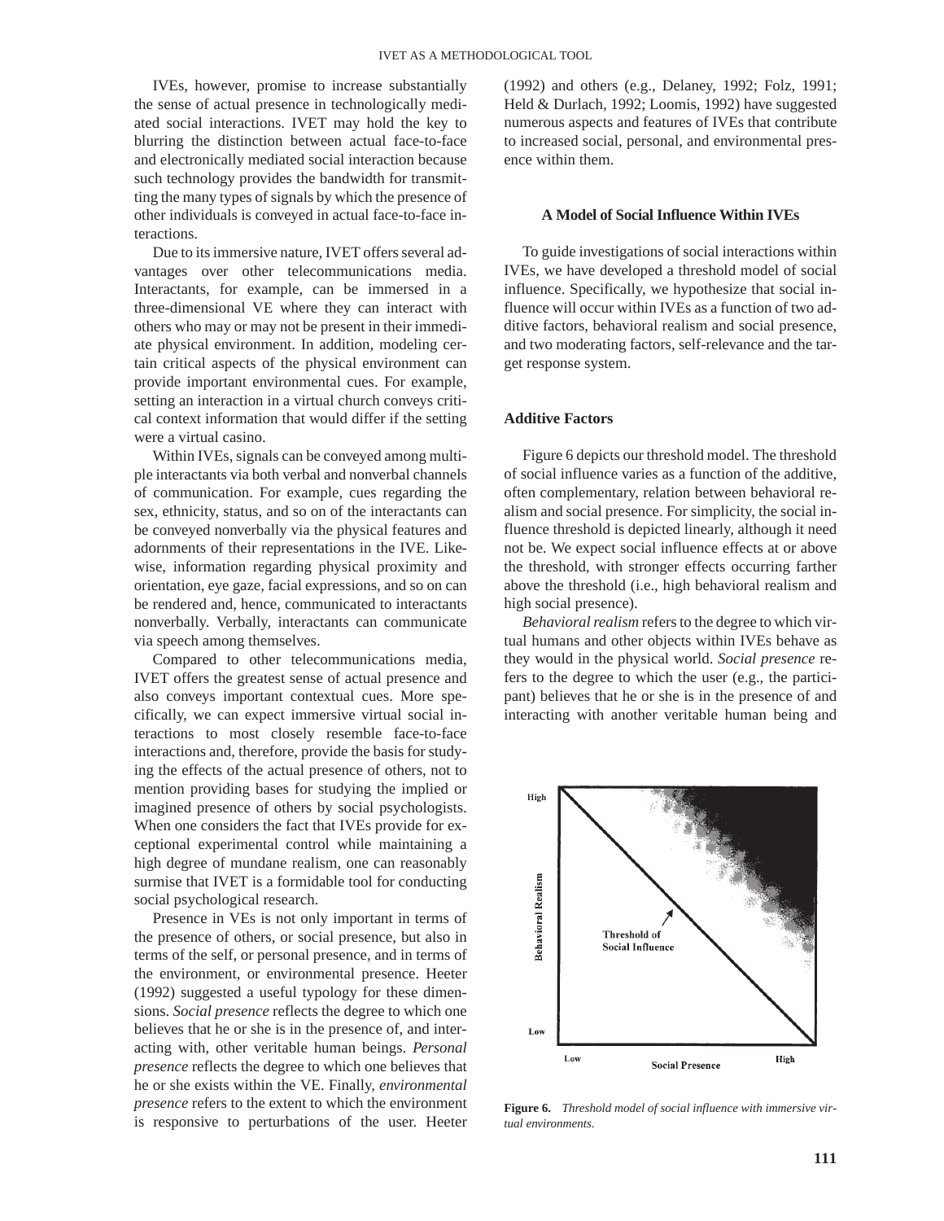IVEs, however, promise to increase substantially the sense of actual presence in technologically mediated social interactions. IVET may hold the key to blurring the distinction between actual face-to-face and electronically mediated social interaction because such technology provides the bandwidth for transmitting the many types of signals by which the presence of other individuals is conveyed in actual face-to-face interactions.

Due to its immersive nature, IVET offers several advantages over other telecommunications media. Interactants, for example, can be immersed in a three-dimensional VE where they can interact with others who may or may not be present in their immediate physical environment. In addition, modeling certain critical aspects of the physical environment can provide important environmental cues. For example, setting an interaction in a virtual church conveys critical context information that would differ if the setting were a virtual casino.

Within IVEs, signals can be conveyed among multiple interactants via both verbal and nonverbal channels of communication. For example, cues regarding the sex, ethnicity, status, and so on of the interactants can be conveyed nonverbally via the physical features and adornments of their representations in the IVE. Likewise, information regarding physical proximity and orientation, eye gaze, facial expressions, and so on can be rendered and, hence, communicated to interactants nonverbally. Verbally, interactants can communicate via speech among themselves.

Compared to other telecommunications media, IVET offers the greatest sense of actual presence and also conveys important contextual cues. More specifically, we can expect immersive virtual social interactions to most closely resemble face-to-face interactions and, therefore, provide the basis for studying the effects of the actual presence of others, not to mention providing bases for studying the implied or imagined presence of others by social psychologists. When one considers the fact that IVEs provide for exceptional experimental control while maintaining a high degree of mundane realism, one can reasonably surmise that IVET is a formidable tool for conducting social psychological research.

Presence in VEs is not only important in terms of the presence of others, or social presence, but also in terms of the self, or personal presence, and in terms of the environment, or environmental presence. Heeter (1992) suggested a useful typology for these dimensions. *Social presence* reflects the degree to which one believes that he or she is in the presence of, and interacting with, other veritable human beings. *Personal presence* reflects the degree to which one believes that he or she exists within the VE. Finally, *environmental presence* refers to the extent to which the environment is responsive to perturbations of the user. Heeter (1992) and others (e.g., Delaney, 1992; Folz, 1991; Held & Durlach, 1992; Loomis, 1992) have suggested numerous aspects and features of IVEs that contribute to increased social, personal, and environmental presence within them.

## A Model of Social Influence Within IVEs

To guide investigations of social interactions within IVEs, we have developed a threshold model of social influence. Specifically, we hypothesize that social influence will occur within IVEs as a function of two additive factors, behavioral realism and social presence, and two moderating factors, self-relevance and the target response system.

### Additive Factors

Figure 6 depicts our threshold model. The threshold of social influence varies as a function of the additive, often complementary, relation between behavioral realism and social presence. For simplicity, the social influence threshold is depicted linearly, although it need not be. We expect social influence effects at or above the threshold, with stronger effects occurring farther above the threshold (i.e., high behavioral realism and high social presence).

*Behavioral realism* refers to the degree to which virtual humans and other objects within IVEs behave as they would in the physical world. *Social presence* refers to the degree to which the user (e.g., the participant) believes that he or she is in the presence of and interacting with another veritable human being and

High
Behavioral Realism
Low
Threshold of Social Influence
Low
Social Presence
High

**Figure 6.** *Threshold model of social influence with immersive virtual environments.*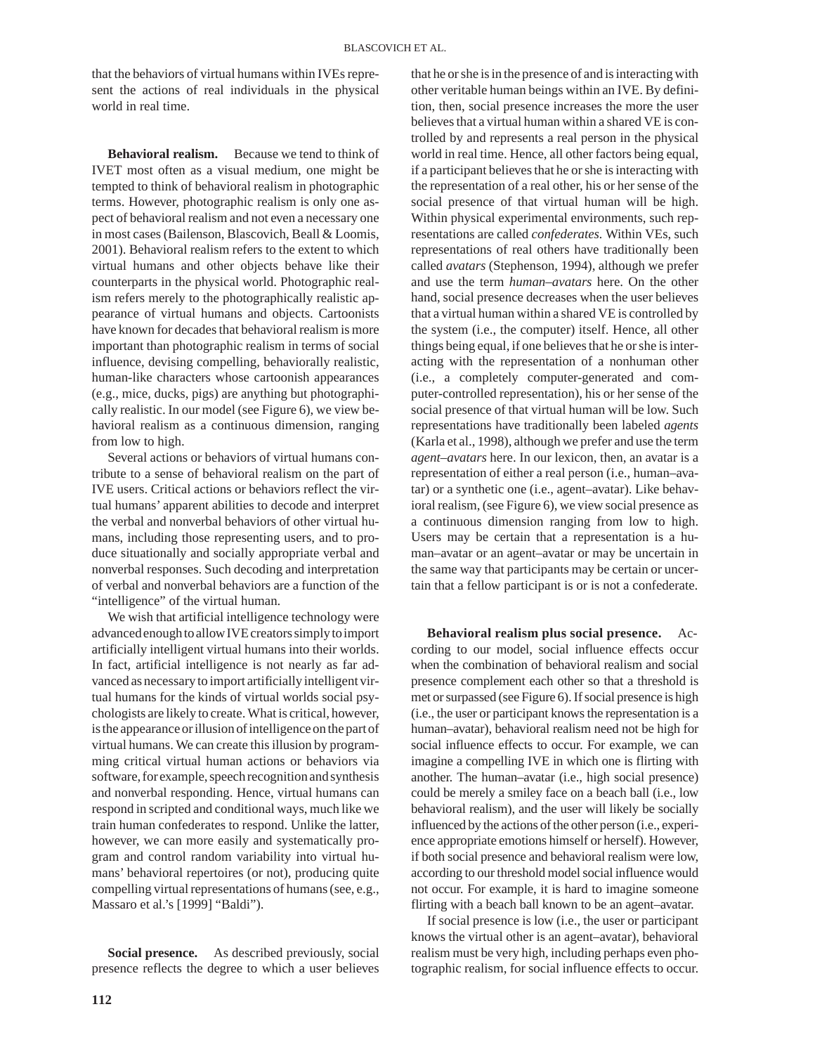that the behaviors of virtual humans within IVEs represent the actions of real individuals in the physical world in real time.

**Behavioral realism.** Because we tend to think of IVET most often as a visual medium, one might be tempted to think of behavioral realism in photographic terms. However, photographic realism is only one aspect of behavioral realism and not even a necessary one in most cases (Bailenson, Blascovich, Beall & Loomis, 2001). Behavioral realism refers to the extent to which virtual humans and other objects behave like their counterparts in the physical world. Photographic realism refers merely to the photographically realistic appearance of virtual humans and objects. Cartoonists have known for decades that behavioral realism is more important than photographic realism in terms of social influence, devising compelling, behaviorally realistic, human-like characters whose cartoonish appearances (e.g., mice, ducks, pigs) are anything but photographically realistic. In our model (see Figure 6), we view behavioral realism as a continuous dimension, ranging from low to high.

Several actions or behaviors of virtual humans contribute to a sense of behavioral realism on the part of IVE users. Critical actions or behaviors reflect the virtual humans' apparent abilities to decode and interpret the verbal and nonverbal behaviors of other virtual humans, including those representing users, and to produce situationally and socially appropriate verbal and nonverbal responses. Such decoding and interpretation of verbal and nonverbal behaviors are a function of the "intelligence" of the virtual human.

We wish that artificial intelligence technology were advanced enough to allow IVE creators simply to import artificially intelligent virtual humans into their worlds. In fact, artificial intelligence is not nearly as far advanced as necessary to import artificially intelligent virtual humans for the kinds of virtual worlds social psychologists are likely to create. What is critical, however, is the appearance or illusion of intelligence on the part of virtual humans. We can create this illusion by programming critical virtual human actions or behaviors via software, for example, speech recognition and synthesis and nonverbal responding. Hence, virtual humans can respond in scripted and conditional ways, much like we train human confederates to respond. Unlike the latter, however, we can more easily and systematically program and control random variability into virtual humans' behavioral repertoires (or not), producing quite compelling virtual representations of humans (see, e.g., Massaro et al.'s [1999] "Baldi").

**Social presence.** As described previously, social presence reflects the degree to which a user believes that he or she is in the presence of and is interacting with other veritable human beings within an IVE. By definition, then, social presence increases the more the user believes that a virtual human within a shared VE is controlled by and represents a real person in the physical world in real time. Hence, all other factors being equal, if a participant believes that he or she is interacting with the representation of a real other, his or her sense of the social presence of that virtual human will be high. Within physical experimental environments, such representations are called *confederates*. Within VEs, such representations of real others have traditionally been called *avatars* (Stephenson, 1994), although we prefer and use the term *human–avatars* here. On the other hand, social presence decreases when the user believes that a virtual human within a shared VE is controlled by the system (i.e., the computer) itself. Hence, all other things being equal, if one believes that he or she is interacting with the representation of a nonhuman other (i.e., a completely computer-generated and computer-controlled representation), his or her sense of the social presence of that virtual human will be low. Such representations have traditionally been labeled *agents* (Karla et al., 1998), although we prefer and use the term *agent–avatars* here. In our lexicon, then, an avatar is a representation of either a real person (i.e., human–avatar) or a synthetic one (i.e., agent–avatar). Like behavioral realism, (see Figure 6), we view social presence as a continuous dimension ranging from low to high. Users may be certain that a representation is a human–avatar or an agent–avatar or may be uncertain in the same way that participants may be certain or uncertain that a fellow participant is or is not a confederate.

**Behavioral realism plus social presence.** According to our model, social influence effects occur when the combination of behavioral realism and social presence complement each other so that a threshold is met or surpassed (see Figure 6). If social presence is high (i.e., the user or participant knows the representation is a human–avatar), behavioral realism need not be high for social influence effects to occur. For example, we can imagine a compelling IVE in which one is flirting with another. The human–avatar (i.e., high social presence) could be merely a smiley face on a beach ball (i.e., low behavioral realism), and the user will likely be socially influenced by the actions of the other person (i.e., experience appropriate emotions himself or herself). However, if both social presence and behavioral realism were low, according to our threshold model social influence would not occur. For example, it is hard to imagine someone flirting with a beach ball known to be an agent–avatar.

If social presence is low (i.e., the user or participant knows the virtual other is an agent–avatar), behavioral realism must be very high, including perhaps even photographic realism, for social influence effects to occur.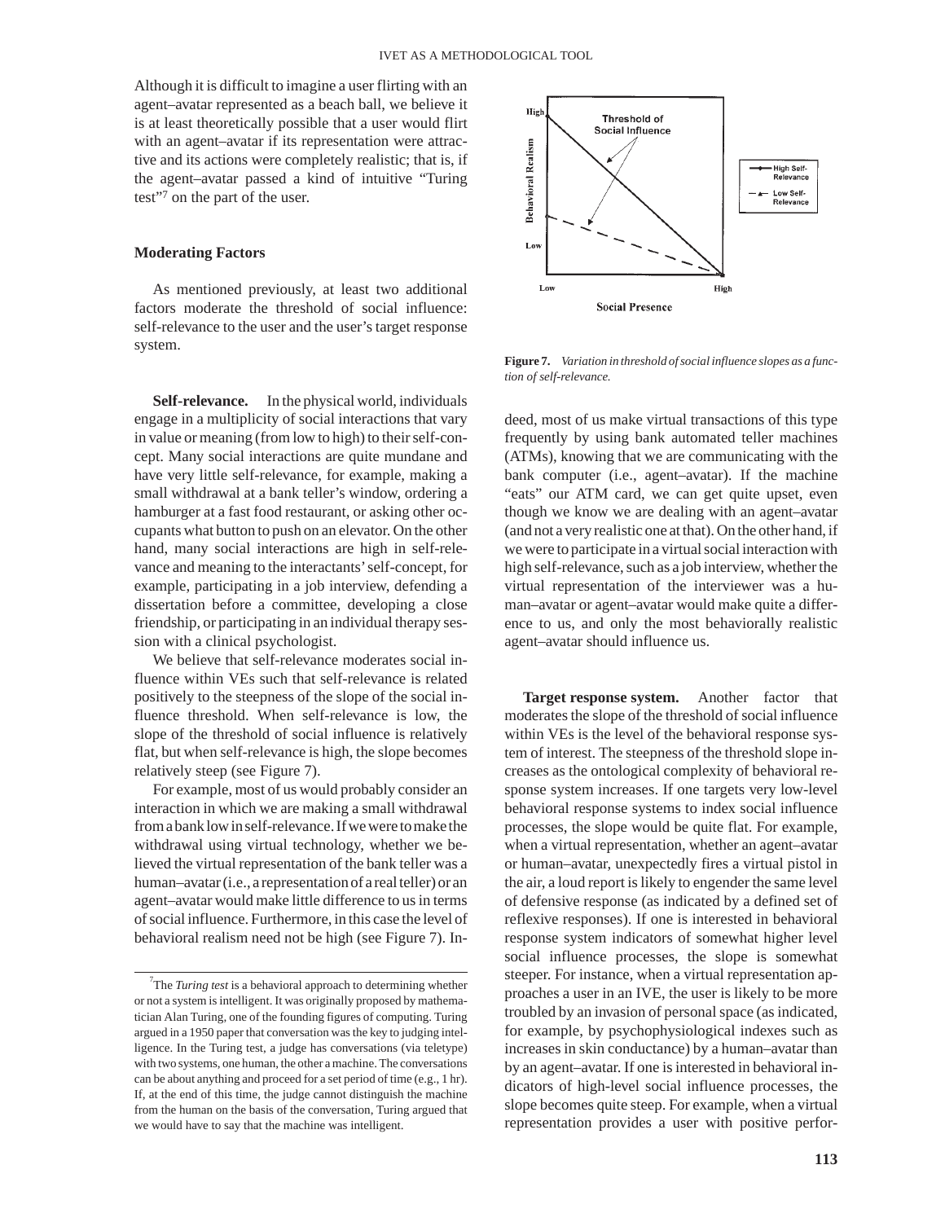Although it is difficult to imagine a user flirting with an agent–avatar represented as a beach ball, we believe it is at least theoretically possible that a user would flirt with an agent–avatar if its representation were attractive and its actions were completely realistic; that is, if the agent–avatar passed a kind of intuitive “Turing test”[7] on the part of the user.

### Moderating Factors

As mentioned previously, at least two additional factors moderate the threshold of social influence: self-relevance to the user and the user's target response system.

**Self-relevance.** In the physical world, individuals engage in a multiplicity of social interactions that vary in value or meaning (from low to high) to their self-concept. Many social interactions are quite mundane and have very little self-relevance, for example, making a small withdrawal at a bank teller's window, ordering a hamburger at a fast food restaurant, or asking other occupants what button to push on an elevator. On the other hand, many social interactions are high in self-relevance and meaning to the interactants' self-concept, for example, participating in a job interview, defending a dissertation before a committee, developing a close friendship, or participating in an individual therapy session with a clinical psychologist.

We believe that self-relevance moderates social influence within VEs such that self-relevance is related positively to the steepness of the slope of the social influence threshold. When self-relevance is low, the slope of the threshold of social influence is relatively flat, but when self-relevance is high, the slope becomes relatively steep (see Figure 7).

For example, most of us would probably consider an interaction in which we are making a small withdrawal from a bank low in self-relevance. If we were to make the withdrawal using virtual technology, whether we believed the virtual representation of the bank teller was a human–avatar (i.e., a representation of a real teller) or an agent–avatar would make little difference to us in terms of social influence. Furthermore, in this case the level of behavioral realism need not be high (see Figure 7). Indeed, most of us make virtual transactions of this type frequently by using bank automated teller machines (ATMs), knowing that we are communicating with the bank computer (i.e., agent–avatar). If the machine “eats” our ATM card, we can get quite upset, even though we know we are dealing with an agent–avatar (and not a very realistic one at that). On the other hand, if we were to participate in a virtual social interaction with high self-relevance, such as a job interview, whether the virtual representation of the interviewer was a human–avatar or agent–avatar would make quite a difference to us, and only the most behaviorally realistic agent–avatar should influence us.

High
Threshold of Social Influence
Behavioral Realism
Low
Low
High
Social Presence
High Self-Relevance
Low Self-Relevance

**Figure 7.** *Variation in threshold of social influence slopes as a function of self-relevance.*

**Target response system.** Another factor that moderates the slope of the threshold of social influence within VEs is the level of the behavioral response system of interest. The steepness of the threshold slope increases as the ontological complexity of behavioral response system increases. If one targets very low-level behavioral response systems to index social influence processes, the slope would be quite flat. For example, when a virtual representation, whether an agent–avatar or human–avatar, unexpectedly fires a virtual pistol in the air, a loud report is likely to engender the same level of defensive response (as indicated by a defined set of reflexive responses). If one is interested in behavioral response system indicators of somewhat higher level social influence processes, the slope is somewhat steeper. For instance, when a virtual representation approaches a user in an IVE, the user is likely to be more troubled by an invasion of personal space (as indicated, for example, by psychophysiological indexes such as increases in skin conductance) by a human–avatar than by an agent–avatar. If one is interested in behavioral indicators of high-level social influence processes, the slope becomes quite steep. For example, when a virtual representation provides a user with positive perfor-

[7]The *Turing test* is a behavioral approach to determining whether or not a system is intelligent. It was originally proposed by mathematician Alan Turing, one of the founding figures of computing. Turing argued in a 1950 paper that conversation was the key to judging intelligence. In the Turing test, a judge has conversations (via teletype) with two systems, one human, the other a machine. The conversations can be about anything and proceed for a set period of time (e.g., 1 hr). If, at the end of this time, the judge cannot distinguish the machine from the human on the basis of the conversation, Turing argued that we would have to say that the machine was intelligent.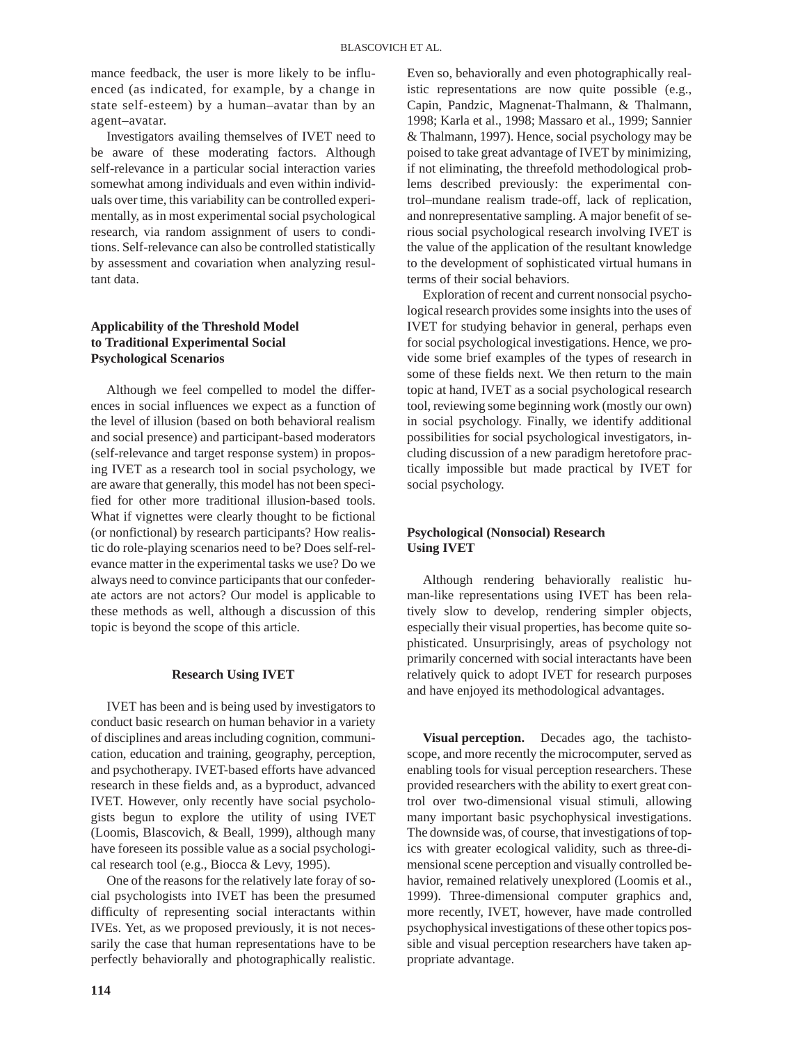mance feedback, the user is more likely to be influenced (as indicated, for example, by a change in state self-esteem) by a human–avatar than by an agent–avatar.

Investigators availing themselves of IVET need to be aware of these moderating factors. Although self-relevance in a particular social interaction varies somewhat among individuals and even within individuals over time, this variability can be controlled experimentally, as in most experimental social psychological research, via random assignment of users to conditions. Self-relevance can also be controlled statistically by assessment and covariation when analyzing resultant data.

### Applicability of the Threshold Model to Traditional Experimental Social Psychological Scenarios

Although we feel compelled to model the differences in social influences we expect as a function of the level of illusion (based on both behavioral realism and social presence) and participant-based moderators (self-relevance and target response system) in proposing IVET as a research tool in social psychology, we are aware that generally, this model has not been specified for other more traditional illusion-based tools. What if vignettes were clearly thought to be fictional (or nonfictional) by research participants? How realistic do role-playing scenarios need to be? Does self-relevance matter in the experimental tasks we use? Do we always need to convince participants that our confederate actors are not actors? Our model is applicable to these methods as well, although a discussion of this topic is beyond the scope of this article.

## Research Using IVET

IVET has been and is being used by investigators to conduct basic research on human behavior in a variety of disciplines and areas including cognition, communication, education and training, geography, perception, and psychotherapy. IVET-based efforts have advanced research in these fields and, as a byproduct, advanced IVET. However, only recently have social psychologists begun to explore the utility of using IVET (Loomis, Blascovich, & Beall, 1999), although many have foreseen its possible value as a social psychological research tool (e.g., Biocca & Levy, 1995).

One of the reasons for the relatively late foray of social psychologists into IVET has been the presumed difficulty of representing social interactants within IVEs. Yet, as we proposed previously, it is not necessarily the case that human representations have to be perfectly behaviorally and photographically realistic. Even so, behaviorally and even photographically realistic representations are now quite possible (e.g., Capin, Pandzic, Magnenat-Thalmann, & Thalmann, 1998; Karla et al., 1998; Massaro et al., 1999; Sannier & Thalmann, 1997). Hence, social psychology may be poised to take great advantage of IVET by minimizing, if not eliminating, the threefold methodological problems described previously: the experimental control–mundane realism trade-off, lack of replication, and nonrepresentative sampling. A major benefit of serious social psychological research involving IVET is the value of the application of the resultant knowledge to the development of sophisticated virtual humans in terms of their social behaviors.

Exploration of recent and current nonsocial psychological research provides some insights into the uses of IVET for studying behavior in general, perhaps even for social psychological investigations. Hence, we provide some brief examples of the types of research in some of these fields next. We then return to the main topic at hand, IVET as a social psychological research tool, reviewing some beginning work (mostly our own) in social psychology. Finally, we identify additional possibilities for social psychological investigators, including discussion of a new paradigm heretofore practically impossible but made practical by IVET for social psychology.

### Psychological (Nonsocial) Research Using IVET

Although rendering behaviorally realistic human-like representations using IVET has been relatively slow to develop, rendering simpler objects, especially their visual properties, has become quite sophisticated. Unsurprisingly, areas of psychology not primarily concerned with social interactants have been relatively quick to adopt IVET for research purposes and have enjoyed its methodological advantages.

**Visual perception.** Decades ago, the tachistoscope, and more recently the microcomputer, served as enabling tools for visual perception researchers. These provided researchers with the ability to exert great control over two-dimensional visual stimuli, allowing many important basic psychophysical investigations. The downside was, of course, that investigations of topics with greater ecological validity, such as three-dimensional scene perception and visually controlled behavior, remained relatively unexplored (Loomis et al., 1999). Three-dimensional computer graphics and, more recently, IVET, however, have made controlled psychophysical investigations of these other topics possible and visual perception researchers have taken appropriate advantage.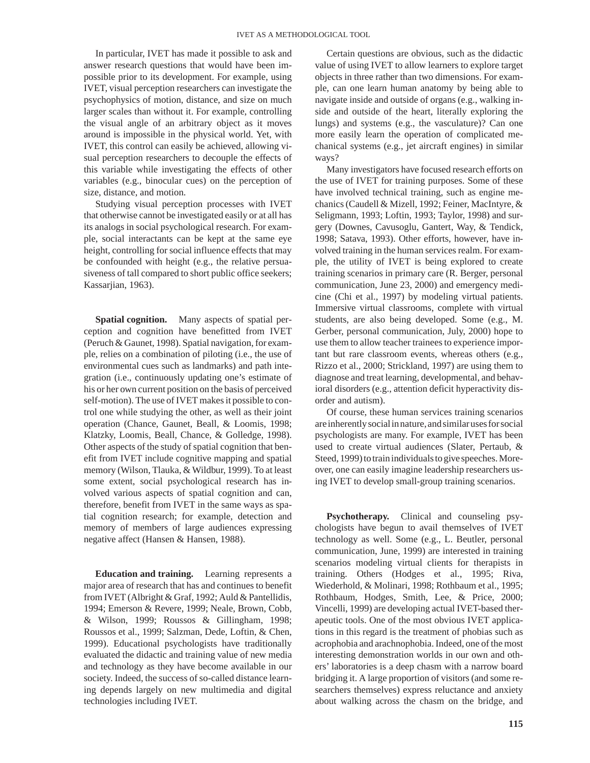In particular, IVET has made it possible to ask and answer research questions that would have been impossible prior to its development. For example, using IVET, visual perception researchers can investigate the psychophysics of motion, distance, and size on much larger scales than without it. For example, controlling the visual angle of an arbitrary object as it moves around is impossible in the physical world. Yet, with IVET, this control can easily be achieved, allowing visual perception researchers to decouple the effects of this variable while investigating the effects of other variables (e.g., binocular cues) on the perception of size, distance, and motion.

Studying visual perception processes with IVET that otherwise cannot be investigated easily or at all has its analogs in social psychological research. For example, social interactants can be kept at the same eye height, controlling for social influence effects that may be confounded with height (e.g., the relative persuasiveness of tall compared to short public office seekers; Kassarjian, 1963).

**Spatial cognition.** Many aspects of spatial perception and cognition have benefitted from IVET (Peruch & Gaunet, 1998). Spatial navigation, for example, relies on a combination of piloting (i.e., the use of environmental cues such as landmarks) and path integration (i.e., continuously updating one's estimate of his or her own current position on the basis of perceived self-motion). The use of IVET makes it possible to control one while studying the other, as well as their joint operation (Chance, Gaunet, Beall, & Loomis, 1998; Klatzky, Loomis, Beall, Chance, & Golledge, 1998). Other aspects of the study of spatial cognition that benefit from IVET include cognitive mapping and spatial memory (Wilson, Tlauka, & Wildbur, 1999). To at least some extent, social psychological research has involved various aspects of spatial cognition and can, therefore, benefit from IVET in the same ways as spatial cognition research; for example, detection and memory of members of large audiences expressing negative affect (Hansen & Hansen, 1988).

**Education and training.** Learning represents a major area of research that has and continues to benefit from IVET (Albright & Graf, 1992; Auld & Pantellidis, 1994; Emerson & Revere, 1999; Neale, Brown, Cobb, & Wilson, 1999; Roussos & Gillingham, 1998; Roussos et al., 1999; Salzman, Dede, Loftin, & Chen, 1999). Educational psychologists have traditionally evaluated the didactic and training value of new media and technology as they have become available in our society. Indeed, the success of so-called distance learning depends largely on new multimedia and digital technologies including IVET.

Certain questions are obvious, such as the didactic value of using IVET to allow learners to explore target objects in three rather than two dimensions. For example, can one learn human anatomy by being able to navigate inside and outside of organs (e.g., walking inside and outside of the heart, literally exploring the lungs) and systems (e.g., the vasculature)? Can one more easily learn the operation of complicated mechanical systems (e.g., jet aircraft engines) in similar ways?

Many investigators have focused research efforts on the use of IVET for training purposes. Some of these have involved technical training, such as engine mechanics (Caudell & Mizell, 1992; Feiner, MacIntyre, & Seligmann, 1993; Loftin, 1993; Taylor, 1998) and surgery (Downes, Cavusoglu, Gantert, Way, & Tendick, 1998; Satava, 1993). Other efforts, however, have involved training in the human services realm. For example, the utility of IVET is being explored to create training scenarios in primary care (R. Berger, personal communication, June 23, 2000) and emergency medicine (Chi et al., 1997) by modeling virtual patients. Immersive virtual classrooms, complete with virtual students, are also being developed. Some (e.g., M. Gerber, personal communication, July, 2000) hope to use them to allow teacher trainees to experience important but rare classroom events, whereas others (e.g., Rizzo et al., 2000; Strickland, 1997) are using them to diagnose and treat learning, developmental, and behavioral disorders (e.g., attention deficit hyperactivity disorder and autism).

Of course, these human services training scenarios are inherently social in nature, and similar uses for social psychologists are many. For example, IVET has been used to create virtual audiences (Slater, Pertaub, & Steed, 1999) to train individuals to give speeches. Moreover, one can easily imagine leadership researchers using IVET to develop small-group training scenarios.

**Psychotherapy.** Clinical and counseling psychologists have begun to avail themselves of IVET technology as well. Some (e.g., L. Beutler, personal communication, June, 1999) are interested in training scenarios modeling virtual clients for therapists in training. Others (Hodges et al., 1995; Riva, Wiederhold, & Molinari, 1998; Rothbaum et al., 1995; Rothbaum, Hodges, Smith, Lee, & Price, 2000; Vincelli, 1999) are developing actual IVET-based therapeutic tools. One of the most obvious IVET applications in this regard is the treatment of phobias such as acrophobia and arachnophobia. Indeed, one of the most interesting demonstration worlds in our own and others' laboratories is a deep chasm with a narrow board bridging it. A large proportion of visitors (and some researchers themselves) express reluctance and anxiety about walking across the chasm on the bridge, and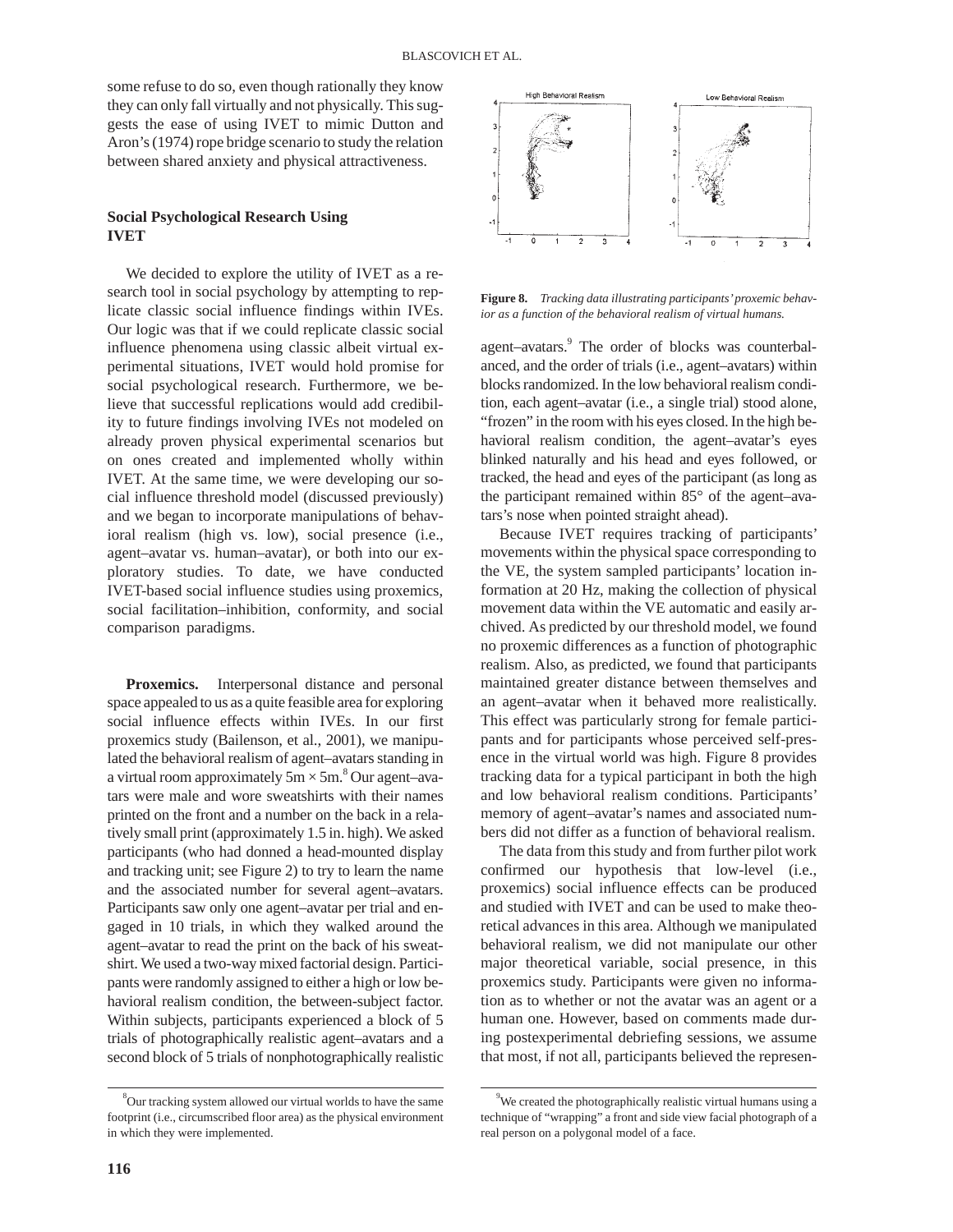some refuse to do so, even though rationally they know they can only fall virtually and not physically. This suggests the ease of using IVET to mimic Dutton and Aron's (1974) rope bridge scenario to study the relation between shared anxiety and physical attractiveness.

## Social Psychological Research Using IVET

We decided to explore the utility of IVET as a research tool in social psychology by attempting to replicate classic social influence findings within IVEs. Our logic was that if we could replicate classic social influence phenomena using classic albeit virtual experimental situations, IVET would hold promise for social psychological research. Furthermore, we believe that successful replications would add credibility to future findings involving IVEs not modeled on already proven physical experimental scenarios but on ones created and implemented wholly within IVET. At the same time, we were developing our social influence threshold model (discussed previously) and we began to incorporate manipulations of behavioral realism (high vs. low), social presence (i.e., agent–avatar vs. human–avatar), or both into our exploratory studies. To date, we have conducted IVET-based social influence studies using proxemics, social facilitation–inhibition, conformity, and social comparison paradigms.

**Proxemics.** Interpersonal distance and personal space appealed to us as a quite feasible area for exploring social influence effects within IVEs. In our first proxemics study (Bailenson, et al., 2001), we manipulated the behavioral realism of agent–avatars standing in a virtual room approximately 5m × 5m.[8] Our agent–avatars were male and wore sweatshirts with their names printed on the front and a number on the back in a relatively small print (approximately 1.5 in. high). We asked participants (who had donned a head-mounted display and tracking unit; see Figure 2) to try to learn the name and the associated number for several agent–avatars. Participants saw only one agent–avatar per trial and engaged in 10 trials, in which they walked around the agent–avatar to read the print on the back of his sweatshirt. We used a two-way mixed factorial design. Participants were randomly assigned to either a high or low behavioral realism condition, the between-subject factor. Within subjects, participants experienced a block of 5 trials of photographically realistic agent–avatars and a second block of 5 trials of nonphotographically realistic agent–avatars.[9] The order of blocks was counterbalanced, and the order of trials (i.e., agent–avatars) within blocks randomized. In the low behavioral realism condition, each agent–avatar (i.e., a single trial) stood alone, "frozen" in the room with his eyes closed. In the high behavioral realism condition, the agent–avatar's eyes blinked naturally and his head and eyes followed, or tracked, the head and eyes of the participant (as long as the participant remained within 85° of the agent–avatars's nose when pointed straight ahead).

**Figure 8.** *Tracking data illustrating participants' proxemic behavior as a function of the behavioral realism of virtual humans.*

Because IVET requires tracking of participants' movements within the physical space corresponding to the VE, the system sampled participants' location information at 20 Hz, making the collection of physical movement data within the VE automatic and easily archived. As predicted by our threshold model, we found no proxemic differences as a function of photographic realism. Also, as predicted, we found that participants maintained greater distance between themselves and an agent–avatar when it behaved more realistically. This effect was particularly strong for female participants and for participants whose perceived self-presence in the virtual world was high. Figure 8 provides tracking data for a typical participant in both the high and low behavioral realism conditions. Participants' memory of agent–avatar's names and associated numbers did not differ as a function of behavioral realism.

The data from this study and from further pilot work confirmed our hypothesis that low-level (i.e., proxemics) social influence effects can be produced and studied with IVET and can be used to make theoretical advances in this area. Although we manipulated behavioral realism, we did not manipulate our other major theoretical variable, social presence, in this proxemics study. Participants were given no information as to whether or not the avatar was an agent or a human one. However, based on comments made during postexperimental debriefing sessions, we assume that most, if not all, participants believed the represen-

[8] Our tracking system allowed our virtual worlds to have the same footprint (i.e., circumscribed floor area) as the physical environment in which they were implemented.

[9] We created the photographically realistic virtual humans using a technique of "wrapping" a front and side view facial photograph of a real person on a polygonal model of a face.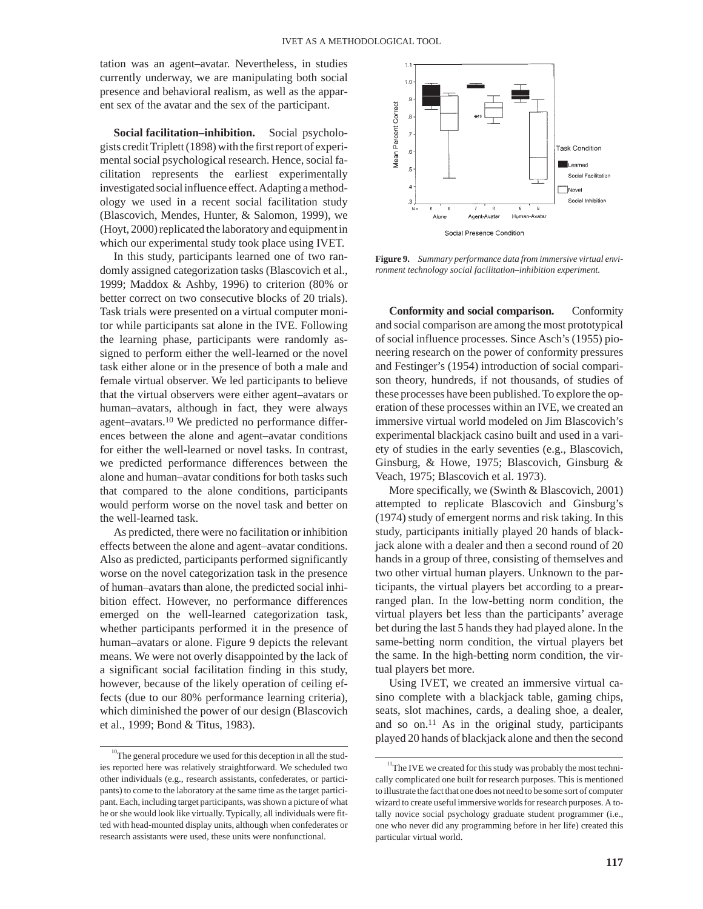tation was an agent–avatar. Nevertheless, in studies currently underway, we are manipulating both social presence and behavioral realism, as well as the apparent sex of the avatar and the sex of the participant.

**Social facilitation–inhibition.** Social psychologists credit Triplett (1898) with the first report of experimental social psychological research. Hence, social facilitation represents the earliest experimentally investigated social influence effect. Adapting a methodology we used in a recent social facilitation study (Blascovich, Mendes, Hunter, & Salomon, 1999), we (Hoyt, 2000) replicated the laboratory and equipment in which our experimental study took place using IVET.

In this study, participants learned one of two randomly assigned categorization tasks (Blascovich et al., 1999; Maddox & Ashby, 1996) to criterion (80% or better correct on two consecutive blocks of 20 trials). Task trials were presented on a virtual computer monitor while participants sat alone in the IVE. Following the learning phase, participants were randomly assigned to perform either the well-learned or the novel task either alone or in the presence of both a male and female virtual observer. We led participants to believe that the virtual observers were either agent–avatars or human–avatars, although in fact, they were always agent–avatars.[10] We predicted no performance differences between the alone and agent–avatar conditions for either the well-learned or novel tasks. In contrast, we predicted performance differences between the alone and human–avatar conditions for both tasks such that compared to the alone conditions, participants would perform worse on the novel task and better on the well-learned task.

As predicted, there were no facilitation or inhibition effects between the alone and agent–avatar conditions. Also as predicted, participants performed significantly worse on the novel categorization task in the presence of human–avatars than alone, the predicted social inhibition effect. However, no performance differences emerged on the well-learned categorization task, whether participants performed it in the presence of human–avatars or alone. Figure 9 depicts the relevant means. We were not overly disappointed by the lack of a significant social facilitation finding in this study, however, because of the likely operation of ceiling effects (due to our 80% performance learning criteria), which diminished the power of our design (Blascovich et al., 1999; Bond & Titus, 1983).

**Figure 9.** *Summary performance data from immersive virtual environment technology social facilitation–inhibition experiment.*

**Conformity and social comparison.** Conformity and social comparison are among the most prototypical of social influence processes. Since Asch's (1955) pioneering research on the power of conformity pressures and Festinger's (1954) introduction of social comparison theory, hundreds, if not thousands, of studies of these processes have been published. To explore the operation of these processes within an IVE, we created an immersive virtual world modeled on Jim Blascovich's experimental blackjack casino built and used in a variety of studies in the early seventies (e.g., Blascovich, Ginsburg, & Howe, 1975; Blascovich, Ginsburg & Veach, 1975; Blascovich et al. 1973).

More specifically, we (Swinth & Blascovich, 2001) attempted to replicate Blascovich and Ginsburg's (1974) study of emergent norms and risk taking. In this study, participants initially played 20 hands of blackjack alone with a dealer and then a second round of 20 hands in a group of three, consisting of themselves and two other virtual human players. Unknown to the participants, the virtual players bet according to a prearranged plan. In the low-betting norm condition, the virtual players bet less than the participants' average bet during the last 5 hands they had played alone. In the same-betting norm condition, the virtual players bet the same. In the high-betting norm condition, the virtual players bet more.

Using IVET, we created an immersive virtual casino complete with a blackjack table, gaming chips, seats, slot machines, cards, a dealing shoe, a dealer, and so on.[11] As in the original study, participants played 20 hands of blackjack alone and then the second

---

[10] The general procedure we used for this deception in all the studies reported here was relatively straightforward. We scheduled two other individuals (e.g., research assistants, confederates, or participants) to come to the laboratory at the same time as the target participant. Each, including target participants, was shown a picture of what he or she would look like virtually. Typically, all individuals were fitted with head-mounted display units, although when confederates or research assistants were used, these units were nonfunctional.

[11] The IVE we created for this study was probably the most technically complicated one built for research purposes. This is mentioned to illustrate the fact that one does not need to be some sort of computer wizard to create useful immersive worlds for research purposes. A totally novice social psychology graduate student programmer (i.e., one who never did any programming before in her life) created this particular virtual world.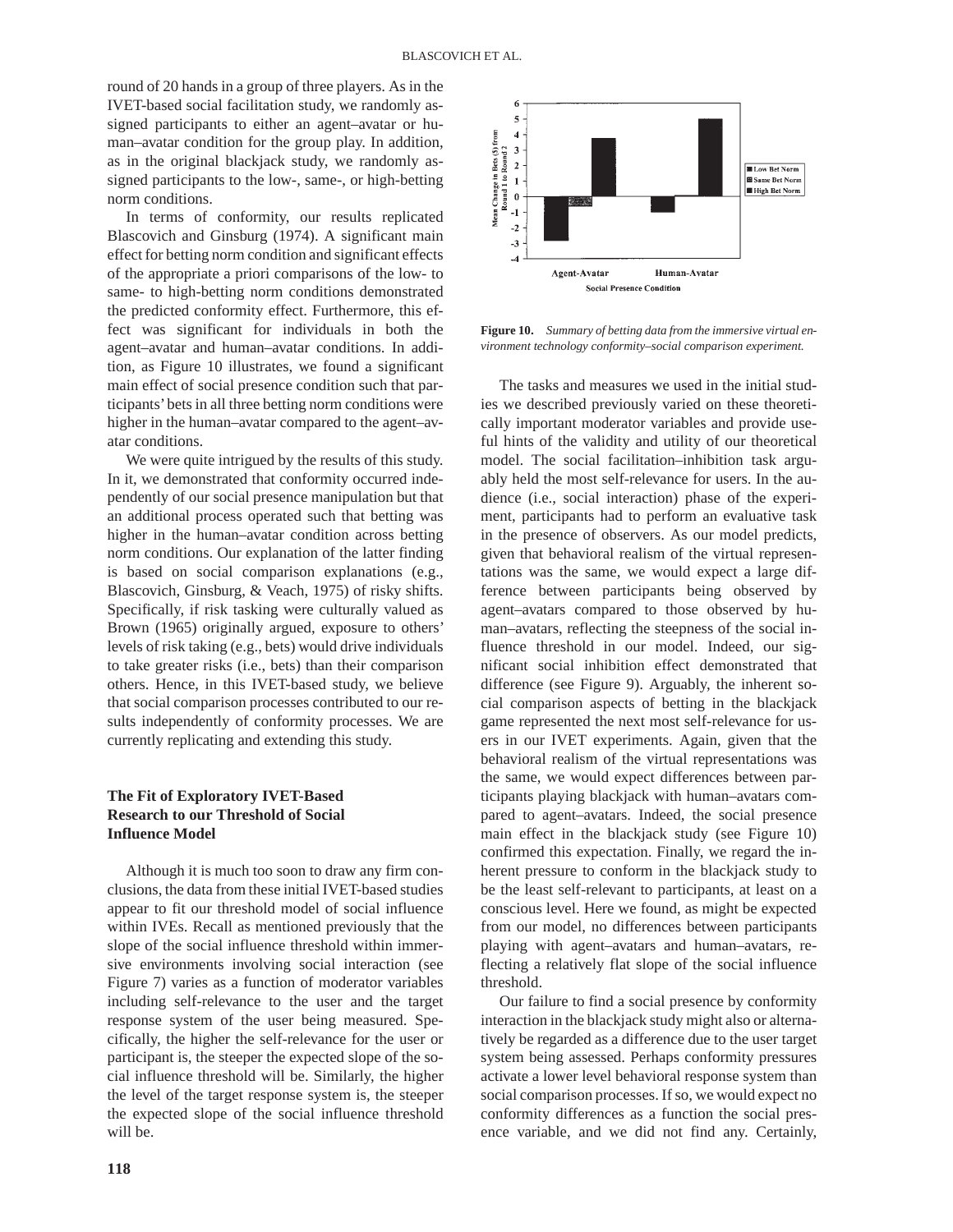round of 20 hands in a group of three players. As in the IVET-based social facilitation study, we randomly assigned participants to either an agent–avatar or human–avatar condition for the group play. In addition, as in the original blackjack study, we randomly assigned participants to the low-, same-, or high-betting norm conditions.

In terms of conformity, our results replicated Blascovich and Ginsburg (1974). A significant main effect for betting norm condition and significant effects of the appropriate a priori comparisons of the low- to same- to high-betting norm conditions demonstrated the predicted conformity effect. Furthermore, this effect was significant for individuals in both the agent–avatar and human–avatar conditions. In addition, as Figure 10 illustrates, we found a significant main effect of social presence condition such that participants' bets in all three betting norm conditions were higher in the human–avatar compared to the agent–avatar conditions.

We were quite intrigued by the results of this study. In it, we demonstrated that conformity occurred independently of our social presence manipulation but that an additional process operated such that betting was higher in the human–avatar condition across betting norm conditions. Our explanation of the latter finding is based on social comparison explanations (e.g., Blascovich, Ginsburg, & Veach, 1975) of risky shifts. Specifically, if risk tasking were culturally valued as Brown (1965) originally argued, exposure to others' levels of risk taking (e.g., bets) would drive individuals to take greater risks (i.e., bets) than their comparison others. Hence, in this IVET-based study, we believe that social comparison processes contributed to our results independently of conformity processes. We are currently replicating and extending this study.

**Figure 10.** *Summary of betting data from the immersive virtual environment technology conformity–social comparison experiment.*

### The Fit of Exploratory IVET-Based Research to our Threshold of Social Influence Model

Although it is much too soon to draw any firm conclusions, the data from these initial IVET-based studies appear to fit our threshold model of social influence within IVEs. Recall as mentioned previously that the slope of the social influence threshold within immersive environments involving social interaction (see Figure 7) varies as a function of moderator variables including self-relevance to the user and the target response system of the user being measured. Specifically, the higher the self-relevance for the user or participant is, the steeper the expected slope of the social influence threshold will be. Similarly, the higher the level of the target response system is, the steeper the expected slope of the social influence threshold will be.

The tasks and measures we used in the initial studies we described previously varied on these theoretically important moderator variables and provide useful hints of the validity and utility of our theoretical model. The social facilitation–inhibition task arguably held the most self-relevance for users. In the audience (i.e., social interaction) phase of the experiment, participants had to perform an evaluative task in the presence of observers. As our model predicts, given that behavioral realism of the virtual representations was the same, we would expect a large difference between participants being observed by agent–avatars compared to those observed by human–avatars, reflecting the steepness of the social influence threshold in our model. Indeed, our significant social inhibition effect demonstrated that difference (see Figure 9). Arguably, the inherent social comparison aspects of betting in the blackjack game represented the next most self-relevance for users in our IVET experiments. Again, given that the behavioral realism of the virtual representations was the same, we would expect differences between participants playing blackjack with human–avatars compared to agent–avatars. Indeed, the social presence main effect in the blackjack study (see Figure 10) confirmed this expectation. Finally, we regard the inherent pressure to conform in the blackjack study to be the least self-relevant to participants, at least on a conscious level. Here we found, as might be expected from our model, no differences between participants playing with agent–avatars and human–avatars, reflecting a relatively flat slope of the social influence threshold.

Our failure to find a social presence by conformity interaction in the blackjack study might also or alternatively be regarded as a difference due to the user target system being assessed. Perhaps conformity pressures activate a lower level behavioral response system than social comparison processes. If so, we would expect no conformity differences as a function the social presence variable, and we did not find any. Certainly,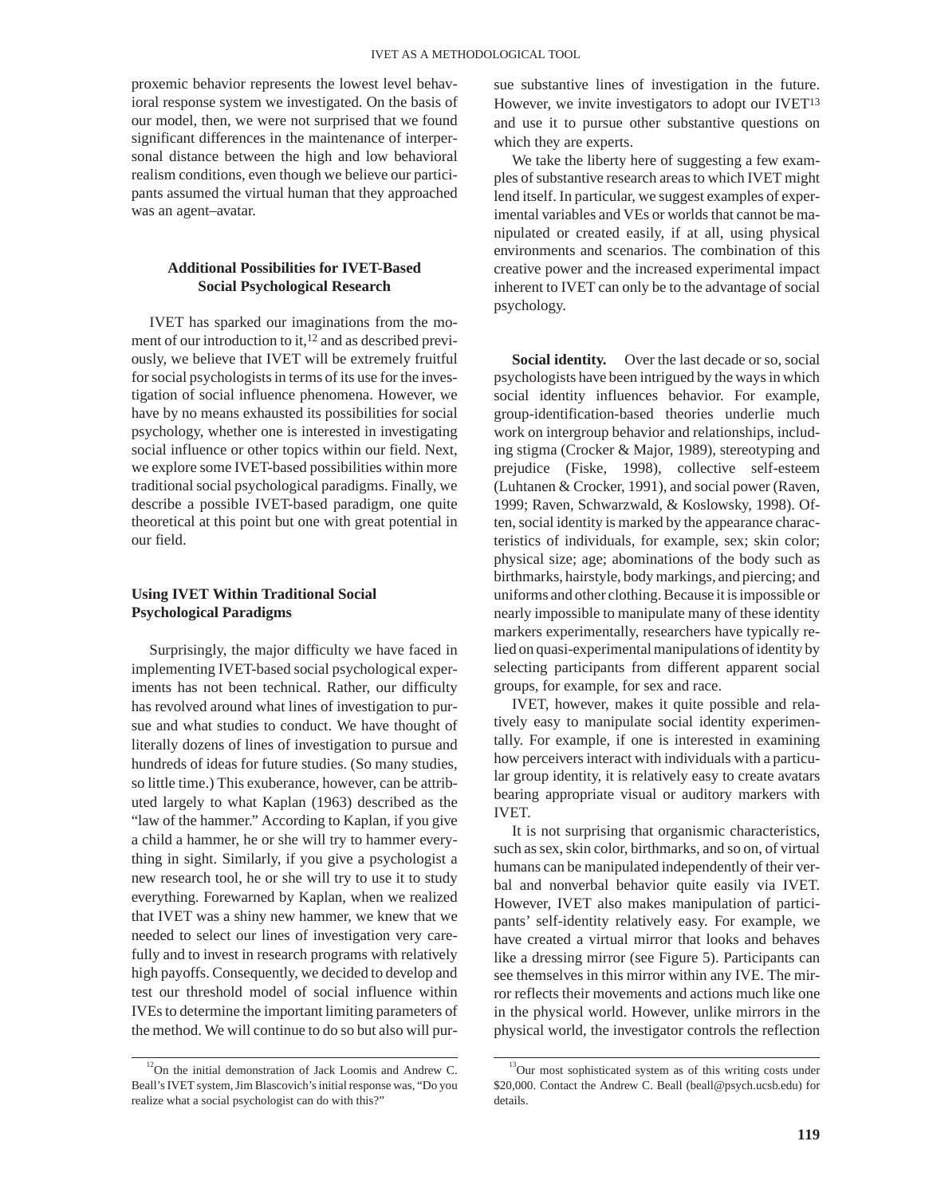proxemic behavior represents the lowest level behavioral response system we investigated. On the basis of our model, then, we were not surprised that we found significant differences in the maintenance of interpersonal distance between the high and low behavioral realism conditions, even though we believe our participants assumed the virtual human that they approached was an agent–avatar.

## Additional Possibilities for IVET-Based Social Psychological Research

IVET has sparked our imaginations from the moment of our introduction to it,[12] and as described previously, we believe that IVET will be extremely fruitful for social psychologists in terms of its use for the investigation of social influence phenomena. However, we have by no means exhausted its possibilities for social psychology, whether one is interested in investigating social influence or other topics within our field. Next, we explore some IVET-based possibilities within more traditional social psychological paradigms. Finally, we describe a possible IVET-based paradigm, one quite theoretical at this point but one with great potential in our field.

### Using IVET Within Traditional Social Psychological Paradigms

Surprisingly, the major difficulty we have faced in implementing IVET-based social psychological experiments has not been technical. Rather, our difficulty has revolved around what lines of investigation to pursue and what studies to conduct. We have thought of literally dozens of lines of investigation to pursue and hundreds of ideas for future studies. (So many studies, so little time.) This exuberance, however, can be attributed largely to what Kaplan (1963) described as the "law of the hammer." According to Kaplan, if you give a child a hammer, he or she will try to hammer everything in sight. Similarly, if you give a psychologist a new research tool, he or she will try to use it to study everything. Forewarned by Kaplan, when we realized that IVET was a shiny new hammer, we knew that we needed to select our lines of investigation very carefully and to invest in research programs with relatively high payoffs. Consequently, we decided to develop and test our threshold model of social influence within IVEs to determine the important limiting parameters of the method. We will continue to do so but also will pursue substantive lines of investigation in the future. However, we invite investigators to adopt our IVET[13] and use it to pursue other substantive questions on which they are experts.

We take the liberty here of suggesting a few examples of substantive research areas to which IVET might lend itself. In particular, we suggest examples of experimental variables and VEs or worlds that cannot be manipulated or created easily, if at all, using physical environments and scenarios. The combination of this creative power and the increased experimental impact inherent to IVET can only be to the advantage of social psychology.

**Social identity.** Over the last decade or so, social psychologists have been intrigued by the ways in which social identity influences behavior. For example, group-identification-based theories underlie much work on intergroup behavior and relationships, including stigma (Crocker & Major, 1989), stereotyping and prejudice (Fiske, 1998), collective self-esteem (Luhtanen & Crocker, 1991), and social power (Raven, 1999; Raven, Schwarzwald, & Koslowsky, 1998). Often, social identity is marked by the appearance characteristics of individuals, for example, sex; skin color; physical size; age; abominations of the body such as birthmarks, hairstyle, body markings, and piercing; and uniforms and other clothing. Because it is impossible or nearly impossible to manipulate many of these identity markers experimentally, researchers have typically relied on quasi-experimental manipulations of identity by selecting participants from different apparent social groups, for example, for sex and race.

IVET, however, makes it quite possible and relatively easy to manipulate social identity experimentally. For example, if one is interested in examining how perceivers interact with individuals with a particular group identity, it is relatively easy to create avatars bearing appropriate visual or auditory markers with IVET.

It is not surprising that organismic characteristics, such as sex, skin color, birthmarks, and so on, of virtual humans can be manipulated independently of their verbal and nonverbal behavior quite easily via IVET. However, IVET also makes manipulation of participants' self-identity relatively easy. For example, we have created a virtual mirror that looks and behaves like a dressing mirror (see Figure 5). Participants can see themselves in this mirror within any IVE. The mirror reflects their movements and actions much like one in the physical world. However, unlike mirrors in the physical world, the investigator controls the reflection

[12]On the initial demonstration of Jack Loomis and Andrew C. Beall's IVET system, Jim Blascovich's initial response was, "Do you realize what a social psychologist can do with this?"

[13]Our most sophisticated system as of this writing costs under $20,000. Contact the Andrew C. Beall (beall@psych.ucsb.edu) for details.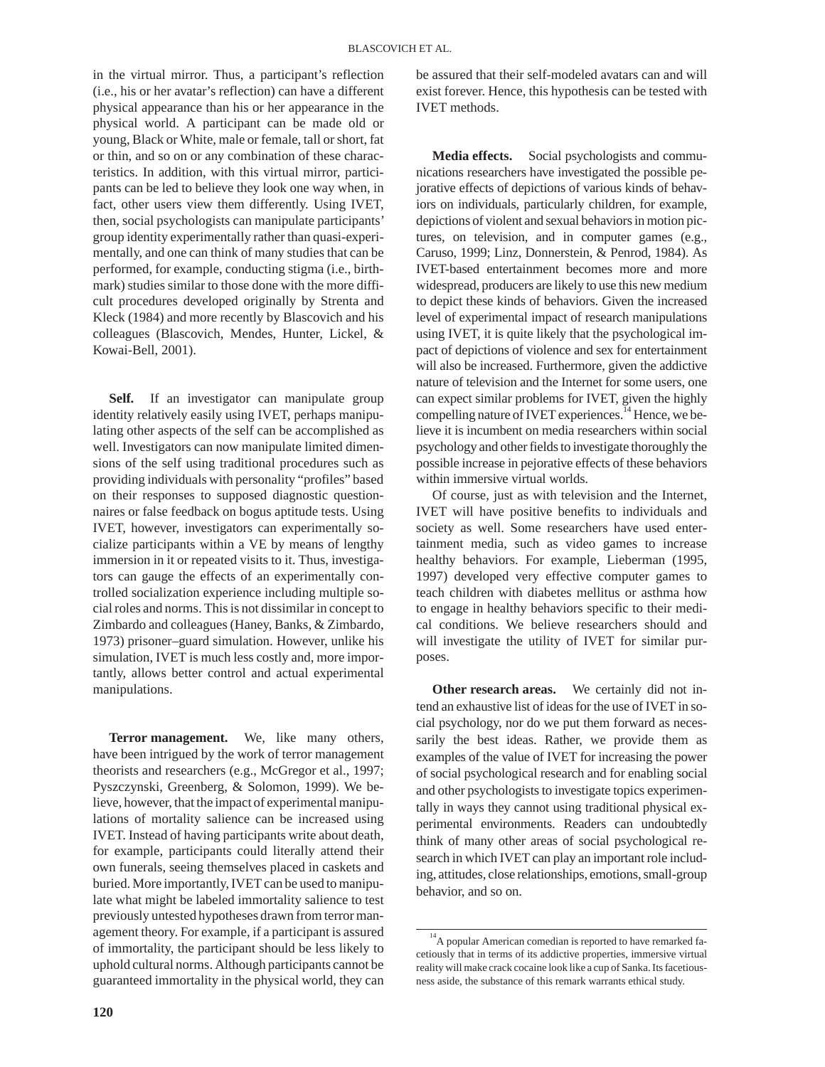in the virtual mirror. Thus, a participant's reflection (i.e., his or her avatar's reflection) can have a different physical appearance than his or her appearance in the physical world. A participant can be made old or young, Black or White, male or female, tall or short, fat or thin, and so on or any combination of these characteristics. In addition, with this virtual mirror, participants can be led to believe they look one way when, in fact, other users view them differently. Using IVET, then, social psychologists can manipulate participants' group identity experimentally rather than quasi-experimentally, and one can think of many studies that can be performed, for example, conducting stigma (i.e., birthmark) studies similar to those done with the more difficult procedures developed originally by Strenta and Kleck (1984) and more recently by Blascovich and his colleagues (Blascovich, Mendes, Hunter, Lickel, & Kowai-Bell, 2001).

**Self.** If an investigator can manipulate group identity relatively easily using IVET, perhaps manipulating other aspects of the self can be accomplished as well. Investigators can now manipulate limited dimensions of the self using traditional procedures such as providing individuals with personality "profiles" based on their responses to supposed diagnostic questionnaires or false feedback on bogus aptitude tests. Using IVET, however, investigators can experimentally socialize participants within a VE by means of lengthy immersion in it or repeated visits to it. Thus, investigators can gauge the effects of an experimentally controlled socialization experience including multiple social roles and norms. This is not dissimilar in concept to Zimbardo and colleagues (Haney, Banks, & Zimbardo, 1973) prisoner–guard simulation. However, unlike his simulation, IVET is much less costly and, more importantly, allows better control and actual experimental manipulations.

**Terror management.** We, like many others, have been intrigued by the work of terror management theorists and researchers (e.g., McGregor et al., 1997; Pyszczynski, Greenberg, & Solomon, 1999). We believe, however, that the impact of experimental manipulations of mortality salience can be increased using IVET. Instead of having participants write about death, for example, participants could literally attend their own funerals, seeing themselves placed in caskets and buried. More importantly, IVET can be used to manipulate what might be labeled immortality salience to test previously untested hypotheses drawn from terror management theory. For example, if a participant is assured of immortality, the participant should be less likely to uphold cultural norms. Although participants cannot be guaranteed immortality in the physical world, they can be assured that their self-modeled avatars can and will exist forever. Hence, this hypothesis can be tested with IVET methods.

**Media effects.** Social psychologists and communications researchers have investigated the possible pejorative effects of depictions of various kinds of behaviors on individuals, particularly children, for example, depictions of violent and sexual behaviors in motion pictures, on television, and in computer games (e.g., Caruso, 1999; Linz, Donnerstein, & Penrod, 1984). As IVET-based entertainment becomes more and more widespread, producers are likely to use this new medium to depict these kinds of behaviors. Given the increased level of experimental impact of research manipulations using IVET, it is quite likely that the psychological impact of depictions of violence and sex for entertainment will also be increased. Furthermore, given the addictive nature of television and the Internet for some users, one can expect similar problems for IVET, given the highly compelling nature of IVET experiences.[14] Hence, we believe it is incumbent on media researchers within social psychology and other fields to investigate thoroughly the possible increase in pejorative effects of these behaviors within immersive virtual worlds.

Of course, just as with television and the Internet, IVET will have positive benefits to individuals and society as well. Some researchers have used entertainment media, such as video games to increase healthy behaviors. For example, Lieberman (1995, 1997) developed very effective computer games to teach children with diabetes mellitus or asthma how to engage in healthy behaviors specific to their medical conditions. We believe researchers should and will investigate the utility of IVET for similar purposes.

**Other research areas.** We certainly did not intend an exhaustive list of ideas for the use of IVET in social psychology, nor do we put them forward as necessarily the best ideas. Rather, we provide them as examples of the value of IVET for increasing the power of social psychological research and for enabling social and other psychologists to investigate topics experimentally in ways they cannot using traditional physical experimental environments. Readers can undoubtedly think of many other areas of social psychological research in which IVET can play an important role including, attitudes, close relationships, emotions, small-group behavior, and so on.

---

[14] A popular American comedian is reported to have remarked facetiously that in terms of its addictive properties, immersive virtual reality will make crack cocaine look like a cup of Sanka. Its facetiousness aside, the substance of this remark warrants ethical study.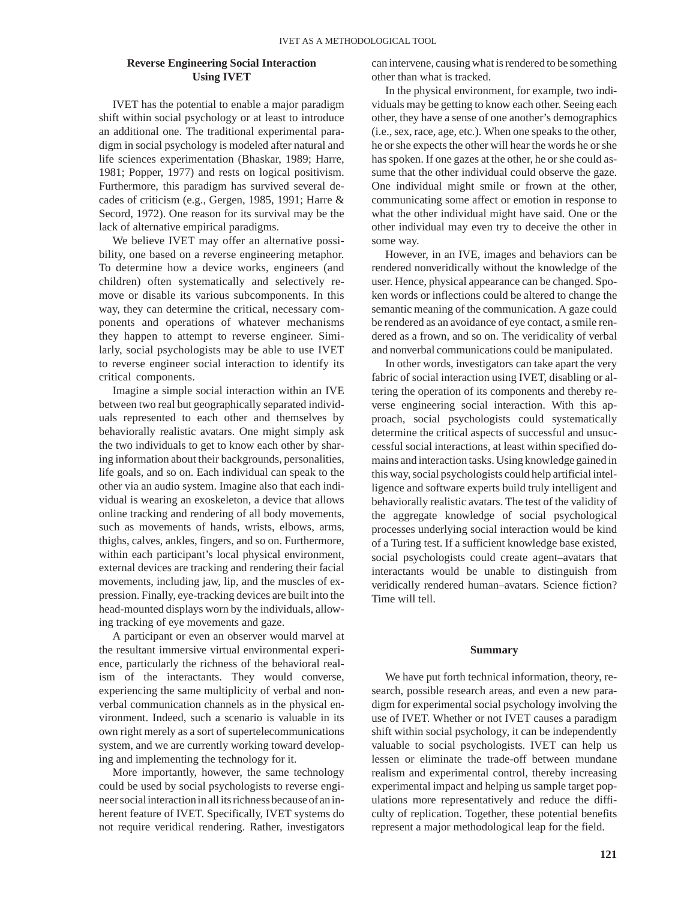## Reverse Engineering Social Interaction Using IVET

IVET has the potential to enable a major paradigm shift within social psychology or at least to introduce an additional one. The traditional experimental paradigm in social psychology is modeled after natural and life sciences experimentation (Bhaskar, 1989; Harre, 1981; Popper, 1977) and rests on logical positivism. Furthermore, this paradigm has survived several decades of criticism (e.g., Gergen, 1985, 1991; Harre & Secord, 1972). One reason for its survival may be the lack of alternative empirical paradigms.

We believe IVET may offer an alternative possibility, one based on a reverse engineering metaphor. To determine how a device works, engineers (and children) often systematically and selectively remove or disable its various subcomponents. In this way, they can determine the critical, necessary components and operations of whatever mechanisms they happen to attempt to reverse engineer. Similarly, social psychologists may be able to use IVET to reverse engineer social interaction to identify its critical components.

Imagine a simple social interaction within an IVE between two real but geographically separated individuals represented to each other and themselves by behaviorally realistic avatars. One might simply ask the two individuals to get to know each other by sharing information about their backgrounds, personalities, life goals, and so on. Each individual can speak to the other via an audio system. Imagine also that each individual is wearing an exoskeleton, a device that allows online tracking and rendering of all body movements, such as movements of hands, wrists, elbows, arms, thighs, calves, ankles, fingers, and so on. Furthermore, within each participant's local physical environment, external devices are tracking and rendering their facial movements, including jaw, lip, and the muscles of expression. Finally, eye-tracking devices are built into the head-mounted displays worn by the individuals, allowing tracking of eye movements and gaze.

A participant or even an observer would marvel at the resultant immersive virtual environmental experience, particularly the richness of the behavioral realism of the interactants. They would converse, experiencing the same multiplicity of verbal and nonverbal communication channels as in the physical environment. Indeed, such a scenario is valuable in its own right merely as a sort of supertelecommunications system, and we are currently working toward developing and implementing the technology for it.

More importantly, however, the same technology could be used by social psychologists to reverse engineer social interaction in all its richness because of an inherent feature of IVET. Specifically, IVET systems do not require veridical rendering. Rather, investigators can intervene, causing what is rendered to be something other than what is tracked.

In the physical environment, for example, two individuals may be getting to know each other. Seeing each other, they have a sense of one another's demographics (i.e., sex, race, age, etc.). When one speaks to the other, he or she expects the other will hear the words he or she has spoken. If one gazes at the other, he or she could assume that the other individual could observe the gaze. One individual might smile or frown at the other, communicating some affect or emotion in response to what the other individual might have said. One or the other individual may even try to deceive the other in some way.

However, in an IVE, images and behaviors can be rendered nonveridically without the knowledge of the user. Hence, physical appearance can be changed. Spoken words or inflections could be altered to change the semantic meaning of the communication. A gaze could be rendered as an avoidance of eye contact, a smile rendered as a frown, and so on. The veridicality of verbal and nonverbal communications could be manipulated.

In other words, investigators can take apart the very fabric of social interaction using IVET, disabling or altering the operation of its components and thereby reverse engineering social interaction. With this approach, social psychologists could systematically determine the critical aspects of successful and unsuccessful social interactions, at least within specified domains and interaction tasks. Using knowledge gained in this way, social psychologists could help artificial intelligence and software experts build truly intelligent and behaviorally realistic avatars. The test of the validity of the aggregate knowledge of social psychological processes underlying social interaction would be kind of a Turing test. If a sufficient knowledge base existed, social psychologists could create agent–avatars that interactants would be unable to distinguish from veridically rendered human–avatars. Science fiction? Time will tell.

## Summary

We have put forth technical information, theory, research, possible research areas, and even a new paradigm for experimental social psychology involving the use of IVET. Whether or not IVET causes a paradigm shift within social psychology, it can be independently valuable to social psychologists. IVET can help us lessen or eliminate the trade-off between mundane realism and experimental control, thereby increasing experimental impact and helping us sample target populations more representatively and reduce the difficulty of replication. Together, these potential benefits represent a major methodological leap for the field.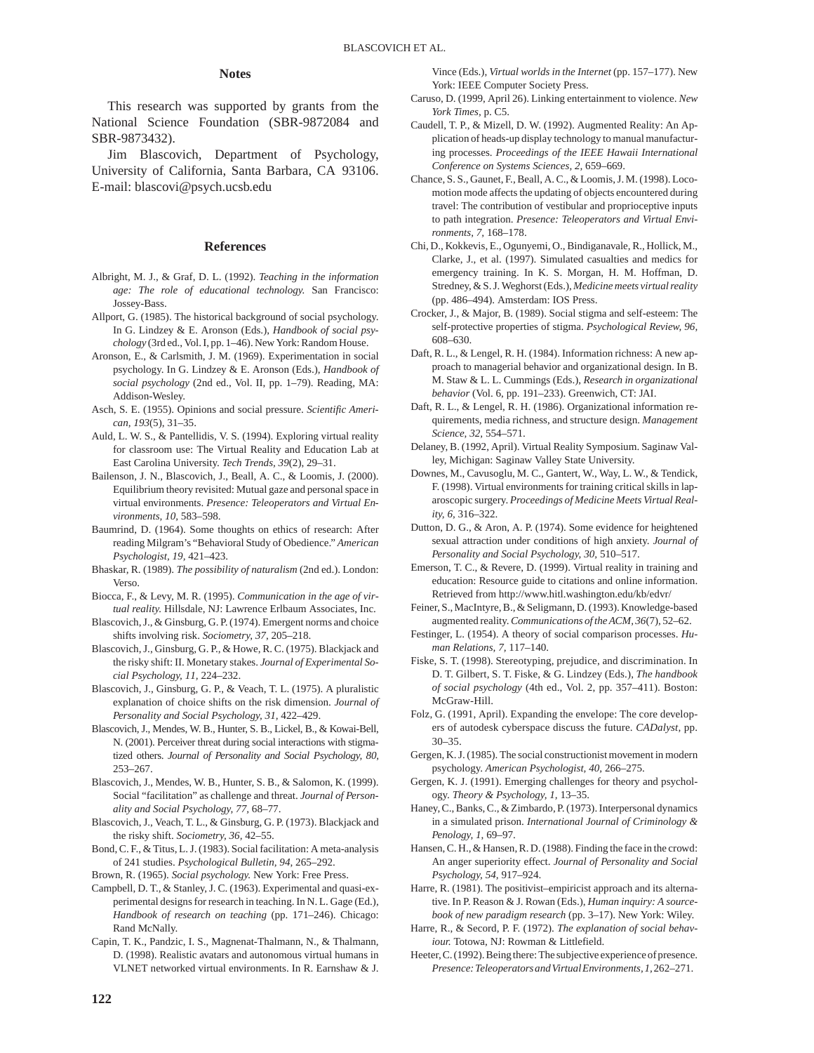## Notes

This research was supported by grants from the National Science Foundation (SBR-9872084 and SBR-9873432).

Jim Blascovich, Department of Psychology, University of California, Santa Barbara, CA 93106. E-mail: blascovi@psych.ucsb.edu

## References

Albright, M. J., & Graf, D. L. (1992). *Teaching in the information age: The role of educational technology.* San Francisco: Jossey-Bass.

Allport, G. (1985). The historical background of social psychology. In G. Lindzey & E. Aronson (Eds.), *Handbook of social psychology* (3rd ed., Vol. I, pp. 1–46). New York: Random House.

Aronson, E., & Carlsmith, J. M. (1969). Experimentation in social psychology. In G. Lindzey & E. Aronson (Eds.), *Handbook of social psychology* (2nd ed., Vol. II, pp. 1–79). Reading, MA: Addison-Wesley.

Asch, S. E. (1955). Opinions and social pressure. *Scientific American, 193*(5), 31–35.

Auld, L. W. S., & Pantellidis, V. S. (1994). Exploring virtual reality for classroom use: The Virtual Reality and Education Lab at East Carolina University. *Tech Trends, 39*(2), 29–31.

Bailenson, J. N., Blascovich, J., Beall, A. C., & Loomis, J. (2000). Equilibrium theory revisited: Mutual gaze and personal space in virtual environments. *Presence: Teleoperators and Virtual Environments, 10,* 583–598.

Baumrind, D. (1964). Some thoughts on ethics of research: After reading Milgram's "Behavioral Study of Obedience." *American Psychologist, 19,* 421–423.

Bhaskar, R. (1989). *The possibility of naturalism* (2nd ed.). London: Verso.

Biocca, F., & Levy, M. R. (1995). *Communication in the age of virtual reality.* Hillsdale, NJ: Lawrence Erlbaum Associates, Inc.

Blascovich, J., & Ginsburg, G. P. (1974). Emergent norms and choice shifts involving risk. *Sociometry, 37,* 205–218.

Blascovich, J., Ginsburg, G. P., & Howe, R. C. (1975). Blackjack and the risky shift: II. Monetary stakes. *Journal of Experimental Social Psychology, 11,* 224–232.

Blascovich, J., Ginsburg, G. P., & Veach, T. L. (1975). A pluralistic explanation of choice shifts on the risk dimension. *Journal of Personality and Social Psychology, 31,* 422–429.

Blascovich, J., Mendes, W. B., Hunter, S. B., Lickel, B., & Kowai-Bell, N. (2001). Perceiver threat during social interactions with stigmatized others. *Journal of Personality and Social Psychology, 80,* 253–267.

Blascovich, J., Mendes, W. B., Hunter, S. B., & Salomon, K. (1999). Social "facilitation" as challenge and threat. *Journal of Personality and Social Psychology, 77,* 68–77.

Blascovich, J., Veach, T. L., & Ginsburg, G. P. (1973). Blackjack and the risky shift. *Sociometry, 36,* 42–55.

Bond, C. F., & Titus, L. J. (1983). Social facilitation: A meta-analysis of 241 studies. *Psychological Bulletin, 94,* 265–292.

Brown, R. (1965). *Social psychology.* New York: Free Press.

Campbell, D. T., & Stanley, J. C. (1963). Experimental and quasi-experimental designs for research in teaching. In N. L. Gage (Ed.), *Handbook of research on teaching* (pp. 171–246). Chicago: Rand McNally.

Capin, T. K., Pandzic, I. S., Magnenat-Thalmann, N., & Thalmann, D. (1998). Realistic avatars and autonomous virtual humans in VLNET networked virtual environments. In R. Earnshaw & J. Vince (Eds.), *Virtual worlds in the Internet* (pp. 157–177). New York: IEEE Computer Society Press.

Caruso, D. (1999, April 26). Linking entertainment to violence. *New York Times,* p. C5.

Caudell, T. P., & Mizell, D. W. (1992). Augmented Reality: An Application of heads-up display technology to manual manufacturing processes. *Proceedings of the IEEE Hawaii International Conference on Systems Sciences, 2,* 659–669.

Chance, S. S., Gaunet, F., Beall, A. C., & Loomis, J. M. (1998). Locomotion mode affects the updating of objects encountered during travel: The contribution of vestibular and proprioceptive inputs to path integration. *Presence: Teleoperators and Virtual Environments, 7,* 168–178.

Chi, D., Kokkevis, E., Ogunyemi, O., Bindiganavale, R., Hollick, M., Clarke, J., et al. (1997). Simulated casualties and medics for emergency training. In K. S. Morgan, H. M. Hoffman, D. Stredney, & S. J. Weghorst (Eds.), *Medicine meets virtual reality* (pp. 486–494). Amsterdam: IOS Press.

Crocker, J., & Major, B. (1989). Social stigma and self-esteem: The self-protective properties of stigma. *Psychological Review, 96,* 608–630.

Daft, R. L., & Lengel, R. H. (1984). Information richness: A new approach to managerial behavior and organizational design. In B. M. Staw & L. L. Cummings (Eds.), *Research in organizational behavior* (Vol. 6, pp. 191–233). Greenwich, CT: JAI.

Daft, R. L., & Lengel, R. H. (1986). Organizational information requirements, media richness, and structure design. *Management Science, 32,* 554–571.

Delaney, B. (1992, April). Virtual Reality Symposium. Saginaw Valley, Michigan: Saginaw Valley State University.

Downes, M., Cavusoglu, M. C., Gantert, W., Way, L. W., & Tendick, F. (1998). Virtual environments for training critical skills in laparoscopic surgery. *Proceedings of Medicine Meets Virtual Reality, 6,* 316–322.

Dutton, D. G., & Aron, A. P. (1974). Some evidence for heightened sexual attraction under conditions of high anxiety. *Journal of Personality and Social Psychology, 30,* 510–517.

Emerson, T. C., & Revere, D. (1999). Virtual reality in training and education: Resource guide to citations and online information. Retrieved from http://www.hitl.washington.edu/kb/edvr/

Feiner, S., MacIntyre, B., & Seligmann, D. (1993). Knowledge-based augmented reality. *Communications of the ACM, 36*(7), 52–62.

Festinger, L. (1954). A theory of social comparison processes. *Human Relations, 7,* 117–140.

Fiske, S. T. (1998). Stereotyping, prejudice, and discrimination. In D. T. Gilbert, S. T. Fiske, & G. Lindzey (Eds.), *The handbook of social psychology* (4th ed., Vol. 2, pp. 357–411). Boston: McGraw-Hill.

Folz, G. (1991, April). Expanding the envelope: The core developers of autodesk cyberspace discuss the future. *CADalyst,* pp. 30–35.

Gergen, K. J. (1985). The social constructionist movement in modern psychology. *American Psychologist, 40,* 266–275.

Gergen, K. J. (1991). Emerging challenges for theory and psychology. *Theory & Psychology, 1,* 13–35.

Haney, C., Banks, C., & Zimbardo, P. (1973). Interpersonal dynamics in a simulated prison. *International Journal of Criminology & Penology, 1,* 69–97.

Hansen, C. H., & Hansen, R. D. (1988). Finding the face in the crowd: An anger superiority effect. *Journal of Personality and Social Psychology, 54,* 917–924.

Harre, R. (1981). The positivist–empiricist approach and its alternative. In P. Reason & J. Rowan (Eds.), *Human inquiry: A sourcebook of new paradigm research* (pp. 3–17). New York: Wiley.

Harre, R., & Secord, P. F. (1972). *The explanation of social behaviour.* Totowa, NJ: Rowman & Littlefield.

Heeter, C. (1992). Being there: The subjective experience of presence. *Presence: Teleoperators and Virtual Environments, 1,* 262–271.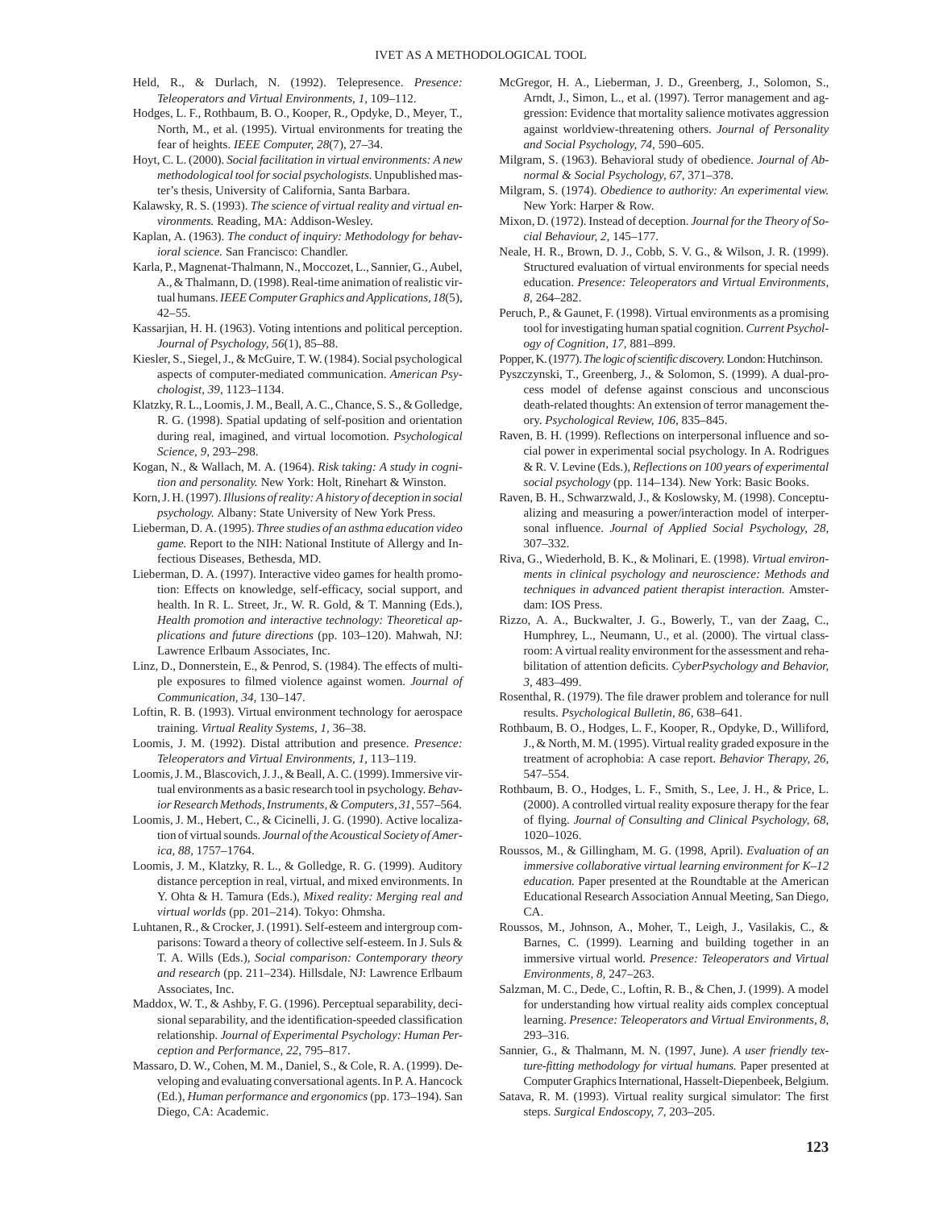Held, R., & Durlach, N. (1992). Telepresence. *Presence: Teleoperators and Virtual Environments, 1,* 109–112.

Hodges, L. F., Rothbaum, B. O., Kooper, R., Opdyke, D., Meyer, T., North, M., et al. (1995). Virtual environments for treating the fear of heights. *IEEE Computer, 28*(7), 27–34.

Hoyt, C. L. (2000). *Social facilitation in virtual environments: A new methodological tool for social psychologists.* Unpublished master's thesis, University of California, Santa Barbara.

Kalawsky, R. S. (1993). *The science of virtual reality and virtual environments.* Reading, MA: Addison-Wesley.

Kaplan, A. (1963). *The conduct of inquiry: Methodology for behavioral science.* San Francisco: Chandler.

Karla, P., Magnenat-Thalmann, N., Moccozet, L., Sannier, G., Aubel, A., & Thalmann, D. (1998). Real-time animation of realistic virtual humans. *IEEE Computer Graphics and Applications, 18*(5), 42–55.

Kassarjian, H. H. (1963). Voting intentions and political perception. *Journal of Psychology, 56*(1), 85–88.

Kiesler, S., Siegel, J., & McGuire, T. W. (1984). Social psychological aspects of computer-mediated communication. *American Psychologist, 39,* 1123–1134.

Klatzky, R. L., Loomis, J. M., Beall, A. C., Chance, S. S., & Golledge, R. G. (1998). Spatial updating of self-position and orientation during real, imagined, and virtual locomotion. *Psychological Science, 9,* 293–298.

Kogan, N., & Wallach, M. A. (1964). *Risk taking: A study in cognition and personality.* New York: Holt, Rinehart & Winston.

Korn, J. H. (1997). *Illusions of reality: A history of deception in social psychology.* Albany: State University of New York Press.

Lieberman, D. A. (1995). *Three studies of an asthma education video game.* Report to the NIH: National Institute of Allergy and Infectious Diseases, Bethesda, MD.

Lieberman, D. A. (1997). Interactive video games for health promotion: Effects on knowledge, self-efficacy, social support, and health. In R. L. Street, Jr., W. R. Gold, & T. Manning (Eds.), *Health promotion and interactive technology: Theoretical applications and future directions* (pp. 103–120). Mahwah, NJ: Lawrence Erlbaum Associates, Inc.

Linz, D., Donnerstein, E., & Penrod, S. (1984). The effects of multiple exposures to filmed violence against women. *Journal of Communication, 34,* 130–147.

Loftin, R. B. (1993). Virtual environment technology for aerospace training. *Virtual Reality Systems, 1,* 36–38.

Loomis, J. M. (1992). Distal attribution and presence. *Presence: Teleoperators and Virtual Environments, 1,* 113–119.

Loomis, J. M., Blascovich, J. J., & Beall, A. C. (1999). Immersive virtual environments as a basic research tool in psychology. *Behavior Research Methods, Instruments, & Computers, 31,* 557–564.

Loomis, J. M., Hebert, C., & Cicinelli, J. G. (1990). Active localization of virtual sounds. *Journal of the Acoustical Society of America, 88,* 1757–1764.

Loomis, J. M., Klatzky, R. L., & Golledge, R. G. (1999). Auditory distance perception in real, virtual, and mixed environments. In Y. Ohta & H. Tamura (Eds.), *Mixed reality: Merging real and virtual worlds* (pp. 201–214). Tokyo: Ohmsha.

Luhtanen, R., & Crocker, J. (1991). Self-esteem and intergroup comparisons: Toward a theory of collective self-esteem. In J. Suls & T. A. Wills (Eds.), *Social comparison: Contemporary theory and research* (pp. 211–234). Hillsdale, NJ: Lawrence Erlbaum Associates, Inc.

Maddox, W. T., & Ashby, F. G. (1996). Perceptual separability, decisional separability, and the identification-speeded classification relationship. *Journal of Experimental Psychology: Human Perception and Performance, 22,* 795–817.

Massaro, D. W., Cohen, M. M., Daniel, S., & Cole, R. A. (1999). Developing and evaluating conversational agents. In P. A. Hancock (Ed.), *Human performance and ergonomics* (pp. 173–194). San Diego, CA: Academic.

McGregor, H. A., Lieberman, J. D., Greenberg, J., Solomon, S., Arndt, J., Simon, L., et al. (1997). Terror management and aggression: Evidence that mortality salience motivates aggression against worldview-threatening others. *Journal of Personality and Social Psychology, 74,* 590–605.

Milgram, S. (1963). Behavioral study of obedience. *Journal of Abnormal & Social Psychology, 67,* 371–378.

Milgram, S. (1974). *Obedience to authority: An experimental view.* New York: Harper & Row.

Mixon, D. (1972). Instead of deception. *Journal for the Theory of Social Behaviour, 2,* 145–177.

Neale, H. R., Brown, D. J., Cobb, S. V. G., & Wilson, J. R. (1999). Structured evaluation of virtual environments for special needs education. *Presence: Teleoperators and Virtual Environments, 8,* 264–282.

Peruch, P., & Gaunet, F. (1998). Virtual environments as a promising tool for investigating human spatial cognition. *Current Psychology of Cognition, 17,* 881–899.

Popper, K. (1977). *The logic of scientific discovery.* London: Hutchinson.

Pyszczynski, T., Greenberg, J., & Solomon, S. (1999). A dual-process model of defense against conscious and unconscious death-related thoughts: An extension of terror management theory. *Psychological Review, 106,* 835–845.

Raven, B. H. (1999). Reflections on interpersonal influence and social power in experimental social psychology. In A. Rodrigues & R. V. Levine (Eds.), *Reflections on 100 years of experimental social psychology* (pp. 114–134). New York: Basic Books.

Raven, B. H., Schwarzwald, J., & Koslowsky, M. (1998). Conceptualizing and measuring a power/interaction model of interpersonal influence. *Journal of Applied Social Psychology, 28,* 307–332.

Riva, G., Wiederhold, B. K., & Molinari, E. (1998). *Virtual environments in clinical psychology and neuroscience: Methods and techniques in advanced patient therapist interaction.* Amsterdam: IOS Press.

Rizzo, A. A., Buckwalter, J. G., Bowerly, T., van der Zaag, C., Humphrey, L., Neumann, U., et al. (2000). The virtual classroom: A virtual reality environment for the assessment and rehabilitation of attention deficits. *CyberPsychology and Behavior, 3,* 483–499.

Rosenthal, R. (1979). The file drawer problem and tolerance for null results. *Psychological Bulletin, 86,* 638–641.

Rothbaum, B. O., Hodges, L. F., Kooper, R., Opdyke, D., Williford, J., & North, M. M. (1995). Virtual reality graded exposure in the treatment of acrophobia: A case report. *Behavior Therapy, 26,* 547–554.

Rothbaum, B. O., Hodges, L. F., Smith, S., Lee, J. H., & Price, L. (2000). A controlled virtual reality exposure therapy for the fear of flying. *Journal of Consulting and Clinical Psychology, 68,* 1020–1026.

Roussos, M., & Gillingham, M. G. (1998, April). *Evaluation of an immersive collaborative virtual learning environment for K–12 education.* Paper presented at the Roundtable at the American Educational Research Association Annual Meeting, San Diego, CA.

Roussos, M., Johnson, A., Moher, T., Leigh, J., Vasilakis, C., & Barnes, C. (1999). Learning and building together in an immersive virtual world. *Presence: Teleoperators and Virtual Environments, 8,* 247–263.

Salzman, M. C., Dede, C., Loftin, R. B., & Chen, J. (1999). A model for understanding how virtual reality aids complex conceptual learning. *Presence: Teleoperators and Virtual Environments, 8,* 293–316.

Sannier, G., & Thalmann, M. N. (1997, June). *A user friendly texture-fitting methodology for virtual humans.* Paper presented at Computer Graphics International, Hasselt-Diepenbeek, Belgium.

Satava, R. M. (1993). Virtual reality surgical simulator: The first steps. *Surgical Endoscopy, 7,* 203–205.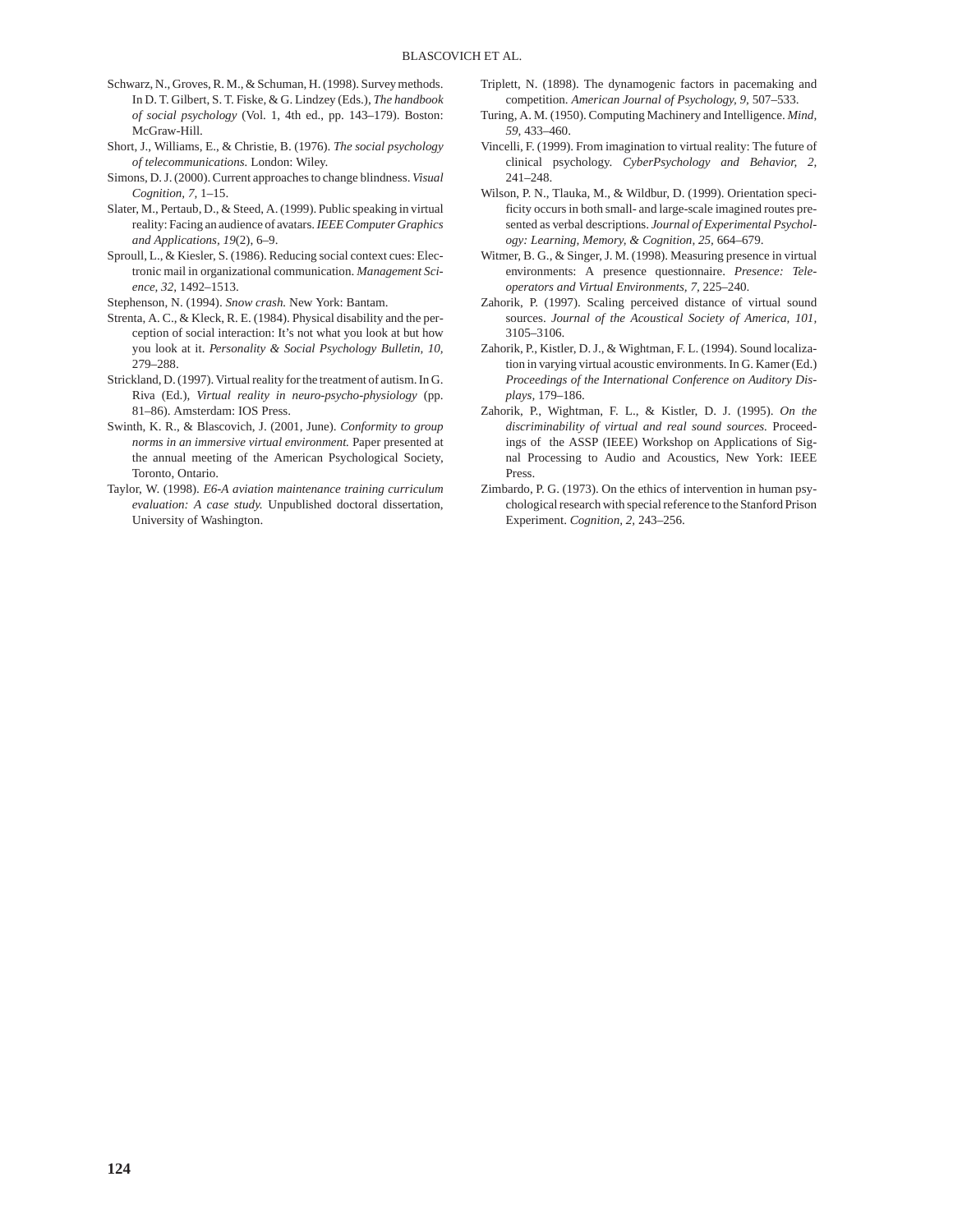Schwarz, N., Groves, R. M., & Schuman, H. (1998). Survey methods. In D. T. Gilbert, S. T. Fiske, & G. Lindzey (Eds.), *The handbook of social psychology* (Vol. 1, 4th ed., pp. 143–179). Boston: McGraw-Hill.

Short, J., Williams, E., & Christie, B. (1976). *The social psychology of telecommunications.* London: Wiley.

Simons, D. J. (2000). Current approaches to change blindness. *Visual Cognition, 7,* 1–15.

Slater, M., Pertaub, D., & Steed, A. (1999). Public speaking in virtual reality: Facing an audience of avatars. *IEEE Computer Graphics and Applications, 19*(2), 6–9.

Sproull, L., & Kiesler, S. (1986). Reducing social context cues: Electronic mail in organizational communication. *Management Science, 32,* 1492–1513.

Stephenson, N. (1994). *Snow crash.* New York: Bantam.

Strenta, A. C., & Kleck, R. E. (1984). Physical disability and the perception of social interaction: It's not what you look at but how you look at it. *Personality & Social Psychology Bulletin, 10,* 279–288.

Strickland, D. (1997). Virtual reality for the treatment of autism. In G. Riva (Ed.), *Virtual reality in neuro-psycho-physiology* (pp. 81–86). Amsterdam: IOS Press.

Swinth, K. R., & Blascovich, J. (2001, June). *Conformity to group norms in an immersive virtual environment.* Paper presented at the annual meeting of the American Psychological Society, Toronto, Ontario.

Taylor, W. (1998). *E6-A aviation maintenance training curriculum evaluation: A case study.* Unpublished doctoral dissertation, University of Washington.

Triplett, N. (1898). The dynamogenic factors in pacemaking and competition. *American Journal of Psychology, 9,* 507–533.

Turing, A. M. (1950). Computing Machinery and Intelligence. *Mind, 59,* 433–460.

Vincelli, F. (1999). From imagination to virtual reality: The future of clinical psychology. *CyberPsychology and Behavior, 2,* 241–248.

Wilson, P. N., Tlauka, M., & Wildbur, D. (1999). Orientation specificity occurs in both small- and large-scale imagined routes presented as verbal descriptions. *Journal of Experimental Psychology: Learning, Memory, & Cognition, 25,* 664–679.

Witmer, B. G., & Singer, J. M. (1998). Measuring presence in virtual environments: A presence questionnaire. *Presence: Teleoperators and Virtual Environments, 7,* 225–240.

Zahorik, P. (1997). Scaling perceived distance of virtual sound sources. *Journal of the Acoustical Society of America, 101,* 3105–3106.

Zahorik, P., Kistler, D. J., & Wightman, F. L. (1994). Sound localization in varying virtual acoustic environments. In G. Kamer (Ed.) *Proceedings of the International Conference on Auditory Displays,* 179–186.

Zahorik, P., Wightman, F. L., & Kistler, D. J. (1995). *On the discriminability of virtual and real sound sources.* Proceedings of the ASSP (IEEE) Workshop on Applications of Signal Processing to Audio and Acoustics, New York: IEEE Press.

Zimbardo, P. G. (1973). On the ethics of intervention in human psychological research with special reference to the Stanford Prison Experiment. *Cognition, 2,* 243–256.